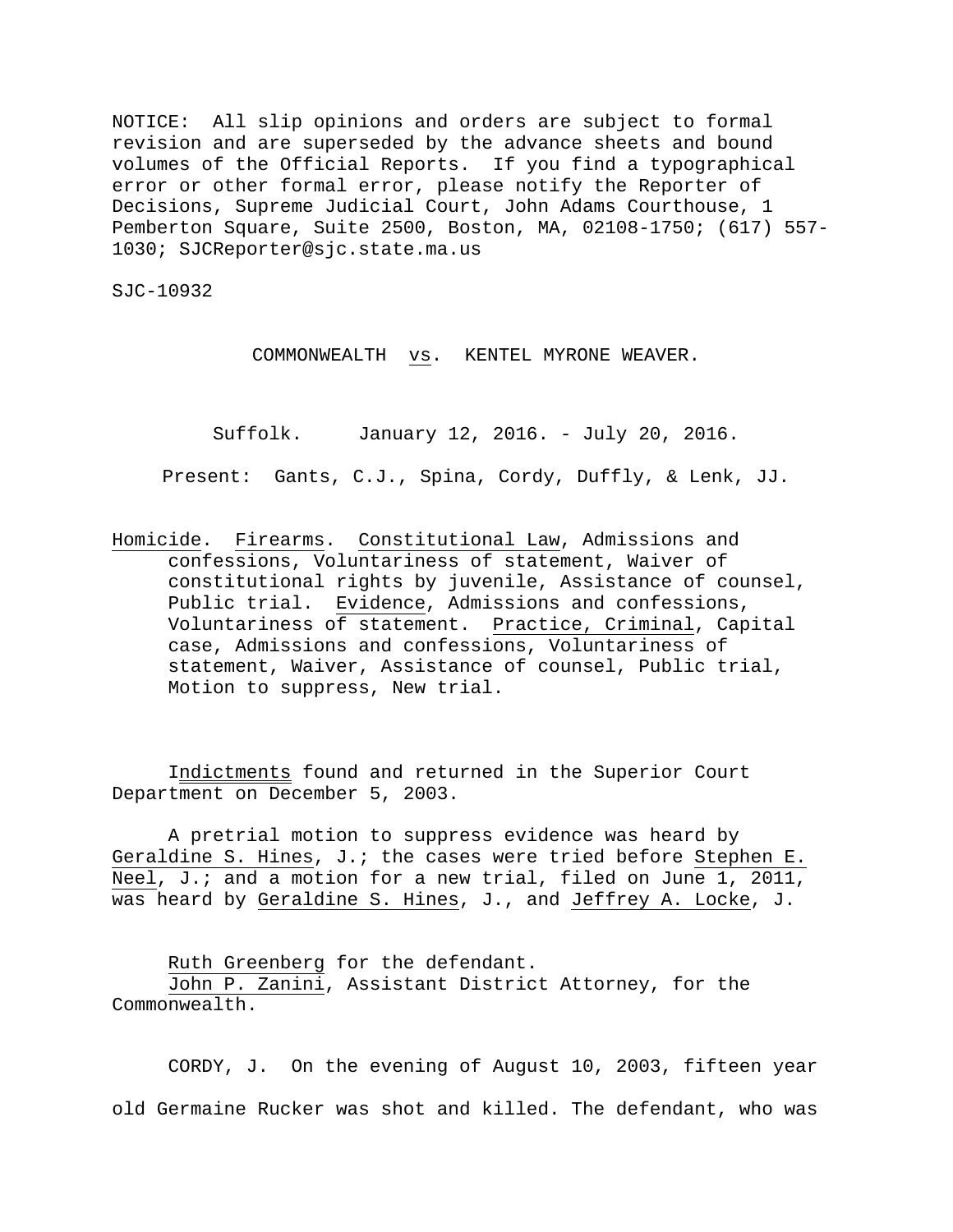NOTICE: All slip opinions and orders are subject to formal revision and are superseded by the advance sheets and bound volumes of the Official Reports. If you find a typographical error or other formal error, please notify the Reporter of Decisions, Supreme Judicial Court, John Adams Courthouse, 1 Pemberton Square, Suite 2500, Boston, MA, 02108-1750; (617) 557-1030; SJCReporter@sjc.state.ma.us

SJC-10932

COMMONWEALTH vs. KENTEL MYRONE WEAVER.

Suffolk. January 12, 2016. - July 20, 2016.

Present: Gants, C.J., Spina, Cordy, Duffly, & Lenk, JJ.

Homicide. Firearms. Constitutional Law, Admissions and confessions, Voluntariness of statement, Waiver of constitutional rights by juvenile, Assistance of counsel, Public trial. Evidence, Admissions and confessions, Voluntariness of statement. Practice, Criminal, Capital case, Admissions and confessions, Voluntariness of statement, Waiver, Assistance of counsel, Public trial, Motion to suppress, New trial.

Indictments found and returned in the Superior Court Department on December 5, 2003.

A pretrial motion to suppress evidence was heard by Geraldine S. Hines, J.; the cases were tried before Stephen E. Neel, J.; and a motion for a new trial, filed on June 1, 2011, was heard by Geraldine S. Hines, J., and Jeffrey A. Locke, J.

Ruth Greenberg for the defendant.
John P. Zanini, Assistant District Attorney, for the Commonwealth.

CORDY, J. On the evening of August 10, 2003, fifteen year old Germaine Rucker was shot and killed. The defendant, who was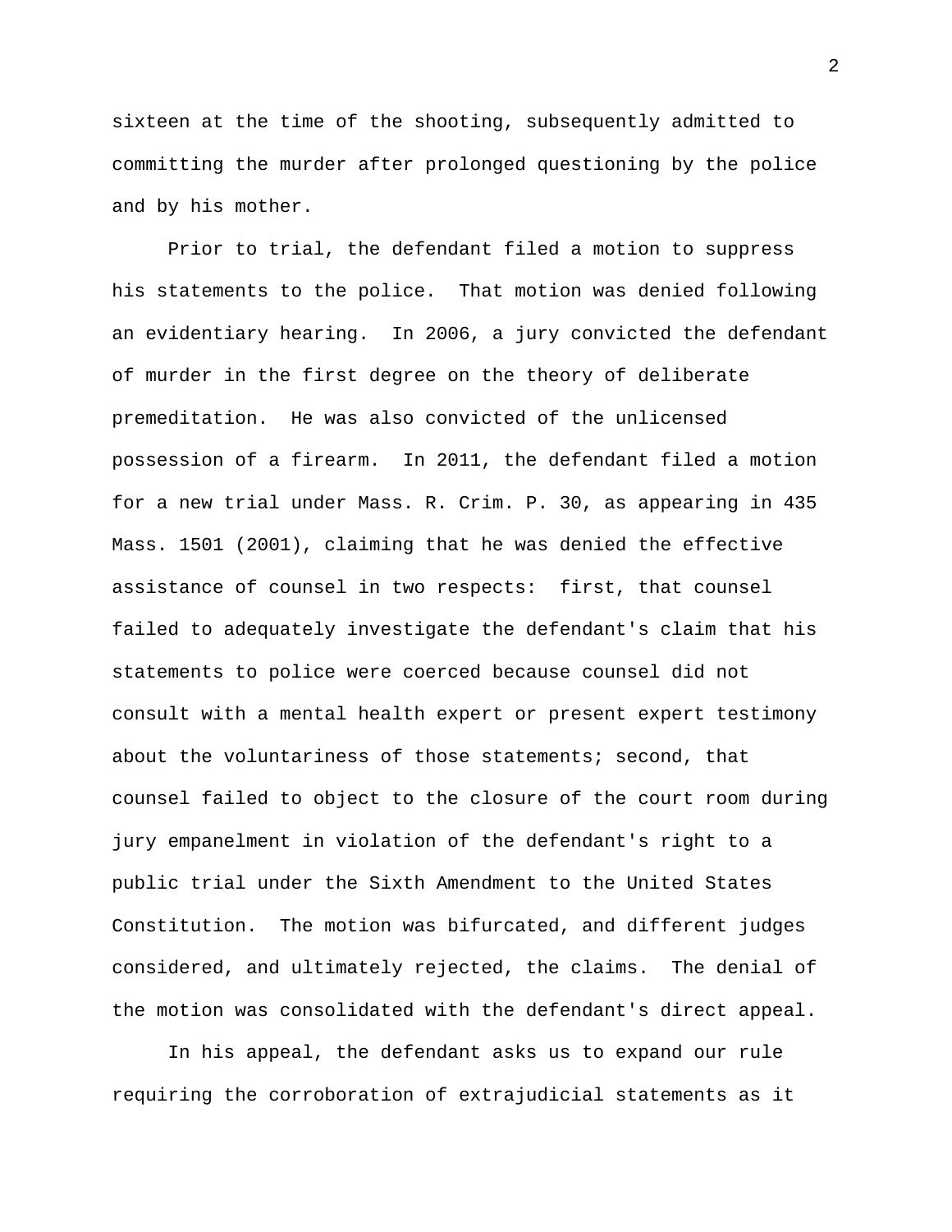sixteen at the time of the shooting, subsequently admitted to committing the murder after prolonged questioning by the police and by his mother.

Prior to trial, the defendant filed a motion to suppress his statements to the police. That motion was denied following an evidentiary hearing. In 2006, a jury convicted the defendant of murder in the first degree on the theory of deliberate premeditation. He was also convicted of the unlicensed possession of a firearm. In 2011, the defendant filed a motion for a new trial under Mass. R. Crim. P. 30, as appearing in 435 Mass. 1501 (2001), claiming that he was denied the effective assistance of counsel in two respects: first, that counsel failed to adequately investigate the defendant's claim that his statements to police were coerced because counsel did not consult with a mental health expert or present expert testimony about the voluntariness of those statements; second, that counsel failed to object to the closure of the court room during jury empanelment in violation of the defendant's right to a public trial under the Sixth Amendment to the United States Constitution. The motion was bifurcated, and different judges considered, and ultimately rejected, the claims. The denial of the motion was consolidated with the defendant's direct appeal.

In his appeal, the defendant asks us to expand our rule requiring the corroboration of extrajudicial statements as it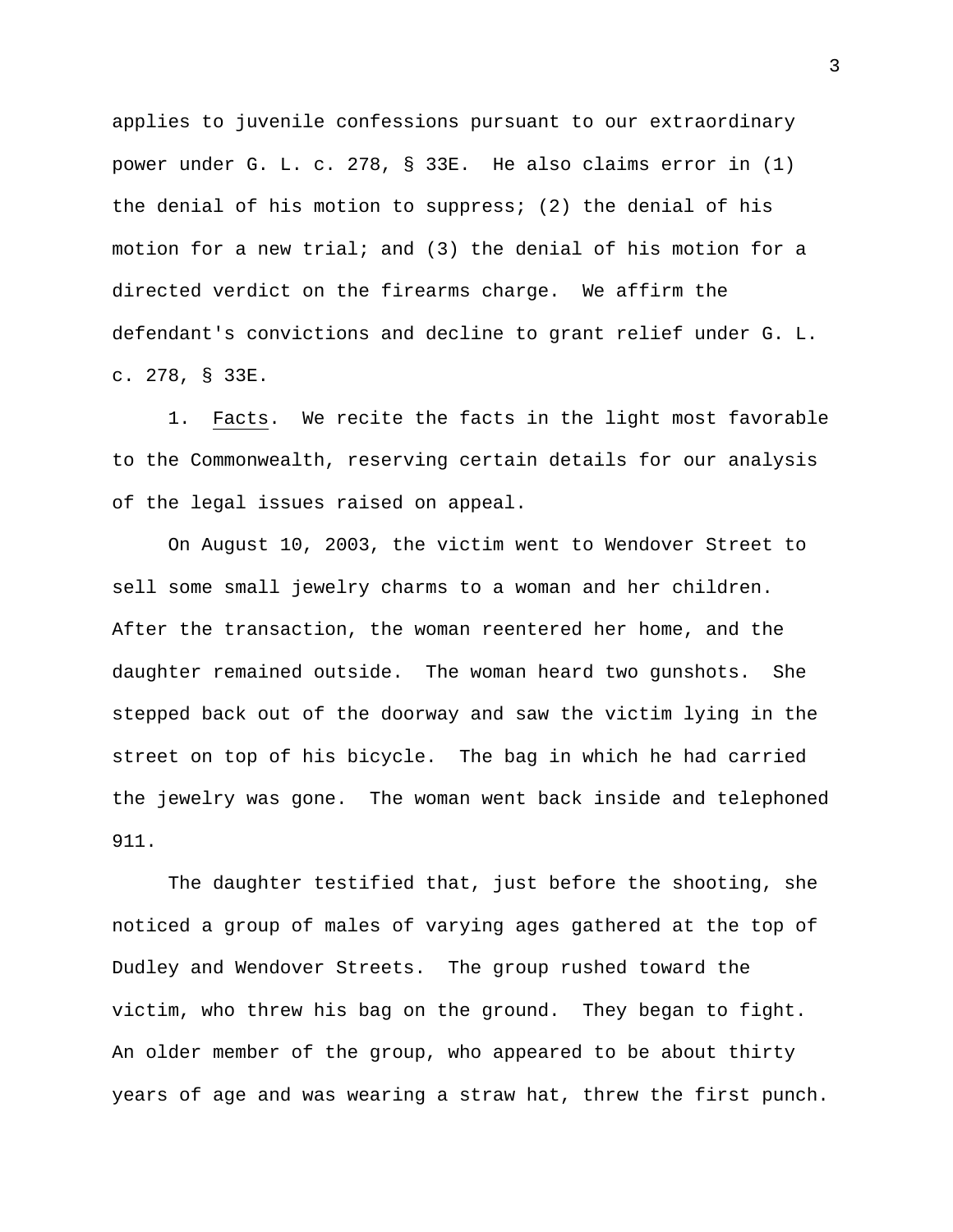applies to juvenile confessions pursuant to our extraordinary power under G. L. c. 278, § 33E. He also claims error in (1) the denial of his motion to suppress; (2) the denial of his motion for a new trial; and (3) the denial of his motion for a directed verdict on the firearms charge. We affirm the defendant's convictions and decline to grant relief under G. L. c. 278, § 33E.

1. Facts. We recite the facts in the light most favorable to the Commonwealth, reserving certain details for our analysis of the legal issues raised on appeal.

On August 10, 2003, the victim went to Wendover Street to sell some small jewelry charms to a woman and her children. After the transaction, the woman reentered her home, and the daughter remained outside. The woman heard two gunshots. She stepped back out of the doorway and saw the victim lying in the street on top of his bicycle. The bag in which he had carried the jewelry was gone. The woman went back inside and telephoned 911.

The daughter testified that, just before the shooting, she noticed a group of males of varying ages gathered at the top of Dudley and Wendover Streets. The group rushed toward the victim, who threw his bag on the ground. They began to fight. An older member of the group, who appeared to be about thirty years of age and was wearing a straw hat, threw the first punch.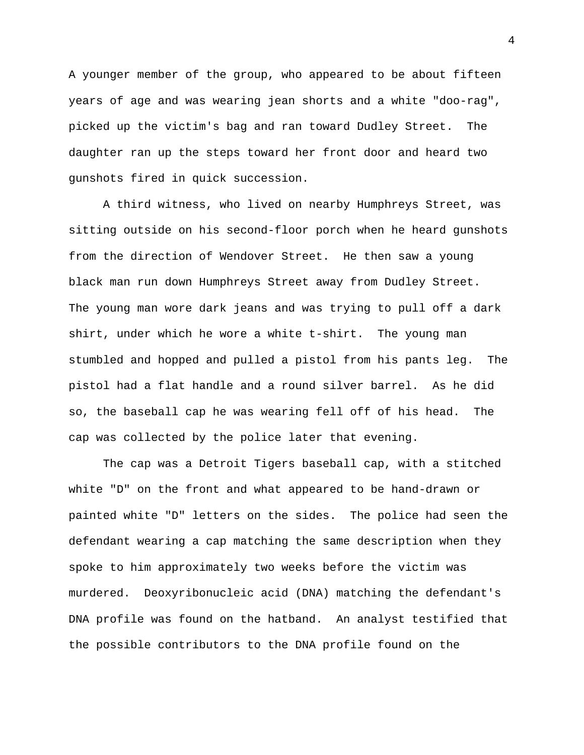A younger member of the group, who appeared to be about fifteen years of age and was wearing jean shorts and a white "doo-rag", picked up the victim's bag and ran toward Dudley Street. The daughter ran up the steps toward her front door and heard two gunshots fired in quick succession.

A third witness, who lived on nearby Humphreys Street, was sitting outside on his second-floor porch when he heard gunshots from the direction of Wendover Street. He then saw a young black man run down Humphreys Street away from Dudley Street. The young man wore dark jeans and was trying to pull off a dark shirt, under which he wore a white t-shirt. The young man stumbled and hopped and pulled a pistol from his pants leg. The pistol had a flat handle and a round silver barrel. As he did so, the baseball cap he was wearing fell off of his head. The cap was collected by the police later that evening.

The cap was a Detroit Tigers baseball cap, with a stitched white "D" on the front and what appeared to be hand-drawn or painted white "D" letters on the sides. The police had seen the defendant wearing a cap matching the same description when they spoke to him approximately two weeks before the victim was murdered. Deoxyribonucleic acid (DNA) matching the defendant's DNA profile was found on the hatband. An analyst testified that the possible contributors to the DNA profile found on the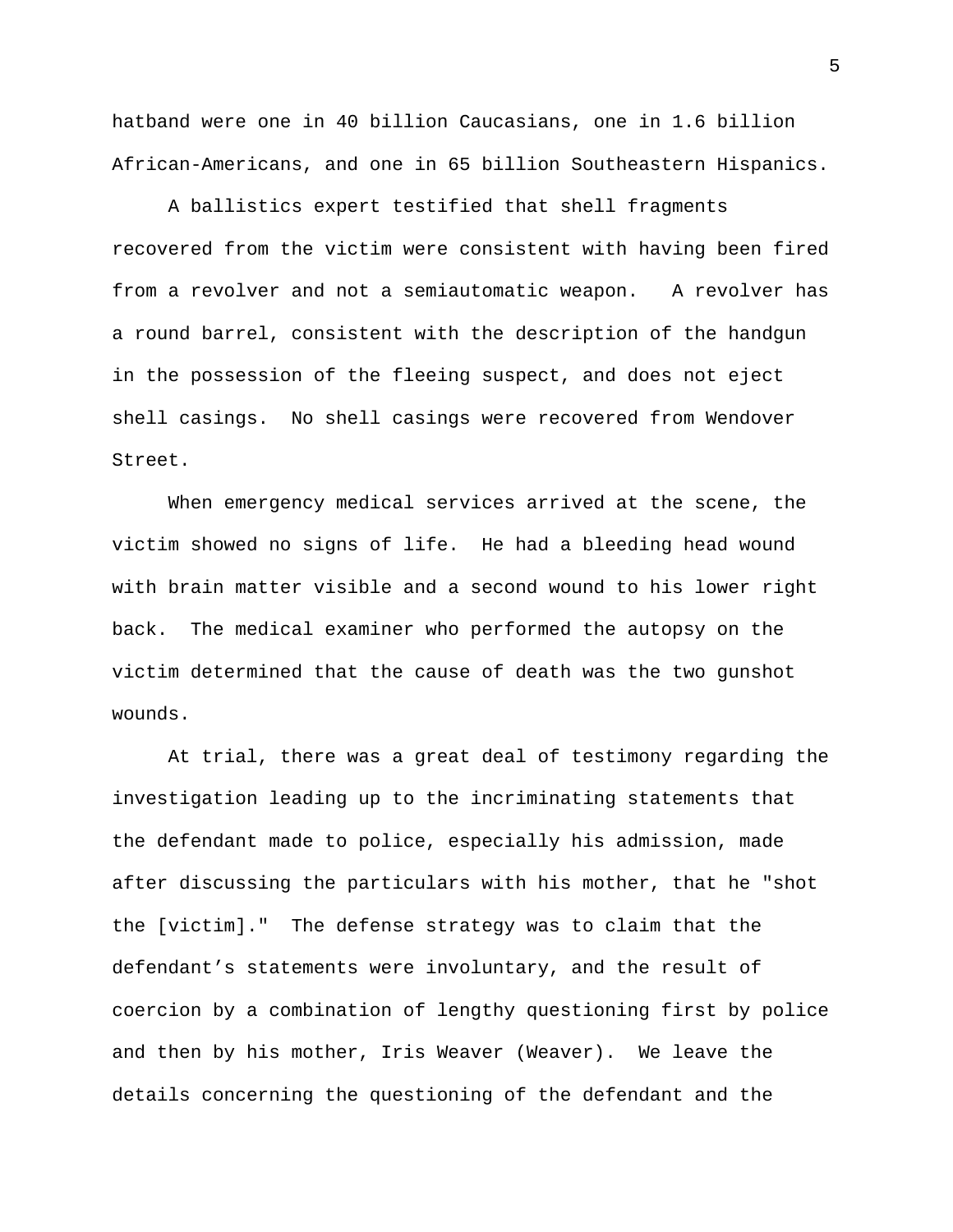hatband were one in 40 billion Caucasians, one in 1.6 billion African-Americans, and one in 65 billion Southeastern Hispanics.

A ballistics expert testified that shell fragments recovered from the victim were consistent with having been fired from a revolver and not a semiautomatic weapon. A revolver has a round barrel, consistent with the description of the handgun in the possession of the fleeing suspect, and does not eject shell casings. No shell casings were recovered from Wendover Street.

When emergency medical services arrived at the scene, the victim showed no signs of life. He had a bleeding head wound with brain matter visible and a second wound to his lower right back. The medical examiner who performed the autopsy on the victim determined that the cause of death was the two gunshot wounds.

At trial, there was a great deal of testimony regarding the investigation leading up to the incriminating statements that the defendant made to police, especially his admission, made after discussing the particulars with his mother, that he "shot the [victim]." The defense strategy was to claim that the defendant’s statements were involuntary, and the result of coercion by a combination of lengthy questioning first by police and then by his mother, Iris Weaver (Weaver). We leave the details concerning the questioning of the defendant and the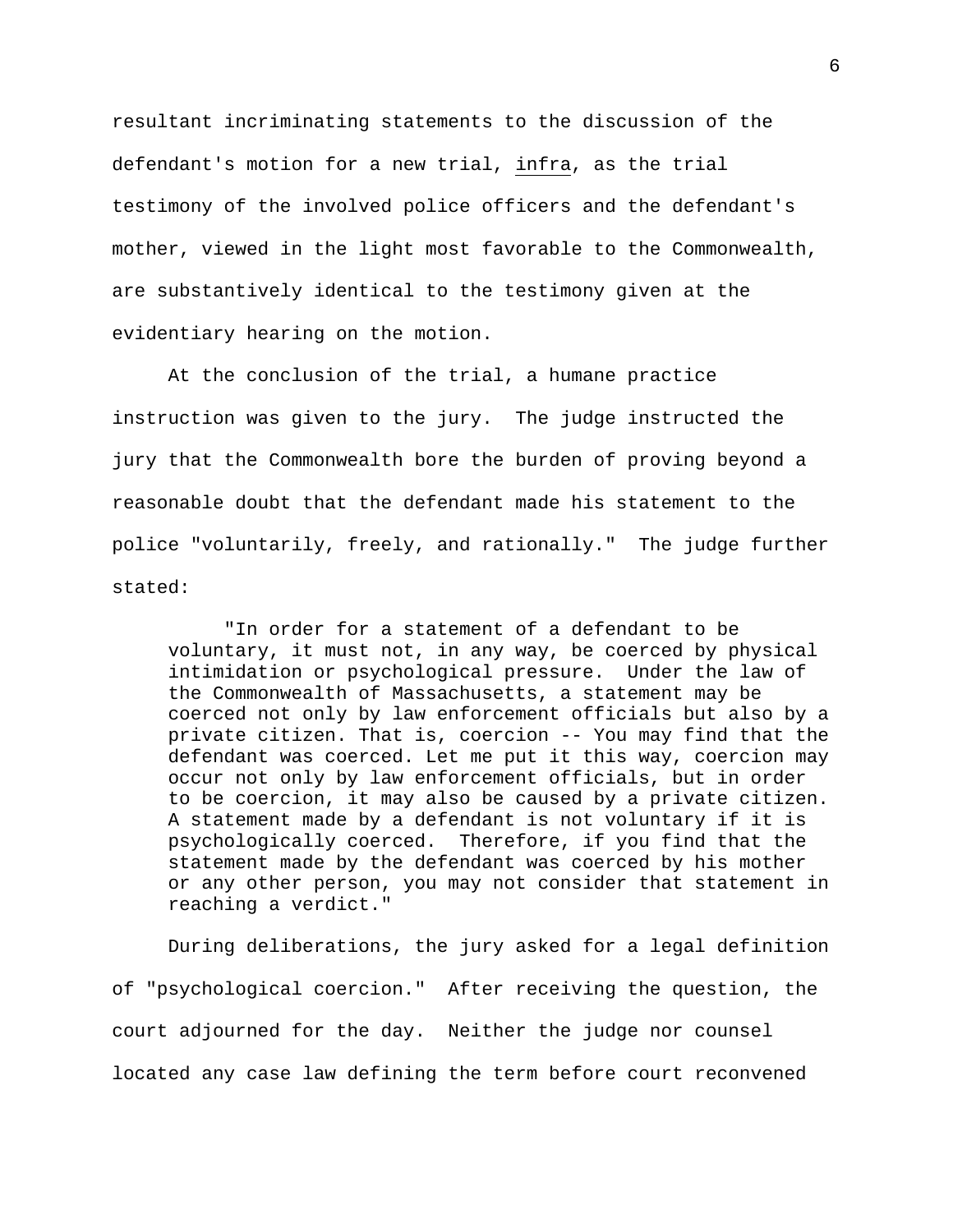resultant incriminating statements to the discussion of the defendant's motion for a new trial, _infra_, as the trial testimony of the involved police officers and the defendant's mother, viewed in the light most favorable to the Commonwealth, are substantively identical to the testimony given at the evidentiary hearing on the motion.

At the conclusion of the trial, a humane practice instruction was given to the jury. The judge instructed the jury that the Commonwealth bore the burden of proving beyond a reasonable doubt that the defendant made his statement to the police "voluntarily, freely, and rationally." The judge further stated:

> "In order for a statement of a defendant to be voluntary, it must not, in any way, be coerced by physical intimidation or psychological pressure. Under the law of the Commonwealth of Massachusetts, a statement may be coerced not only by law enforcement officials but also by a private citizen. That is, coercion -- You may find that the defendant was coerced. Let me put it this way, coercion may occur not only by law enforcement officials, but in order to be coercion, it may also be caused by a private citizen. A statement made by a defendant is not voluntary if it is psychologically coerced. Therefore, if you find that the statement made by the defendant was coerced by his mother or any other person, you may not consider that statement in reaching a verdict."

During deliberations, the jury asked for a legal definition of "psychological coercion." After receiving the question, the court adjourned for the day. Neither the judge nor counsel located any case law defining the term before court reconvened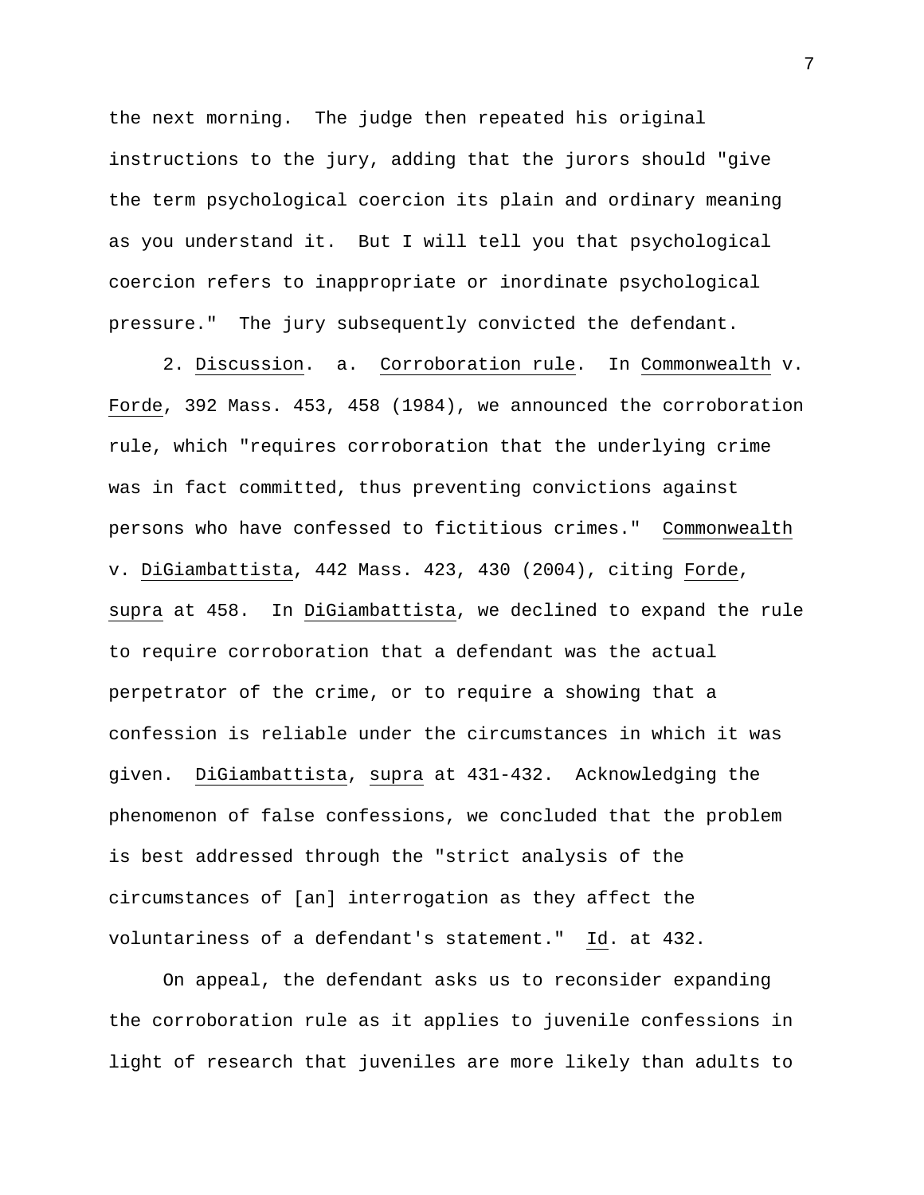the next morning. The judge then repeated his original instructions to the jury, adding that the jurors should "give the term psychological coercion its plain and ordinary meaning as you understand it. But I will tell you that psychological coercion refers to inappropriate or inordinate psychological pressure." The jury subsequently convicted the defendant.

2. Discussion. a. Corroboration rule. In Commonwealth v. Forde, 392 Mass. 453, 458 (1984), we announced the corroboration rule, which "requires corroboration that the underlying crime was in fact committed, thus preventing convictions against persons who have confessed to fictitious crimes." Commonwealth v. DiGiambattista, 442 Mass. 423, 430 (2004), citing Forde, supra at 458. In DiGiambattista, we declined to expand the rule to require corroboration that a defendant was the actual perpetrator of the crime, or to require a showing that a confession is reliable under the circumstances in which it was given. DiGiambattista, supra at 431-432. Acknowledging the phenomenon of false confessions, we concluded that the problem is best addressed through the "strict analysis of the circumstances of [an] interrogation as they affect the voluntariness of a defendant's statement." Id. at 432.

On appeal, the defendant asks us to reconsider expanding the corroboration rule as it applies to juvenile confessions in light of research that juveniles are more likely than adults to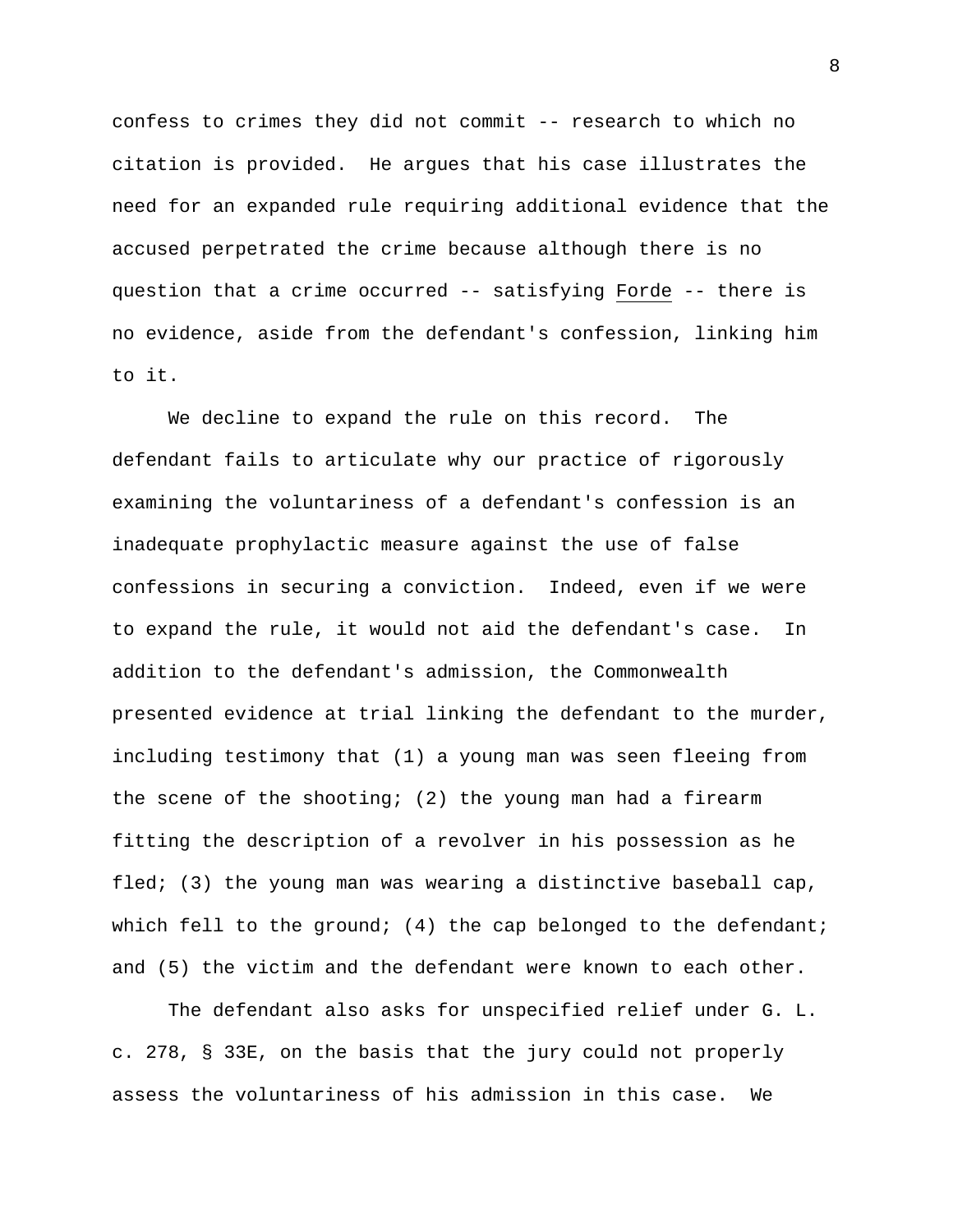confess to crimes they did not commit -- research to which no citation is provided. He argues that his case illustrates the need for an expanded rule requiring additional evidence that the accused perpetrated the crime because although there is no question that a crime occurred -- satisfying Forde -- there is no evidence, aside from the defendant's confession, linking him to it.

We decline to expand the rule on this record. The defendant fails to articulate why our practice of rigorously examining the voluntariness of a defendant's confession is an inadequate prophylactic measure against the use of false confessions in securing a conviction. Indeed, even if we were to expand the rule, it would not aid the defendant's case. In addition to the defendant's admission, the Commonwealth presented evidence at trial linking the defendant to the murder, including testimony that (1) a young man was seen fleeing from the scene of the shooting; (2) the young man had a firearm fitting the description of a revolver in his possession as he fled; (3) the young man was wearing a distinctive baseball cap, which fell to the ground; (4) the cap belonged to the defendant; and (5) the victim and the defendant were known to each other.

The defendant also asks for unspecified relief under G. L. c. 278, § 33E, on the basis that the jury could not properly assess the voluntariness of his admission in this case. We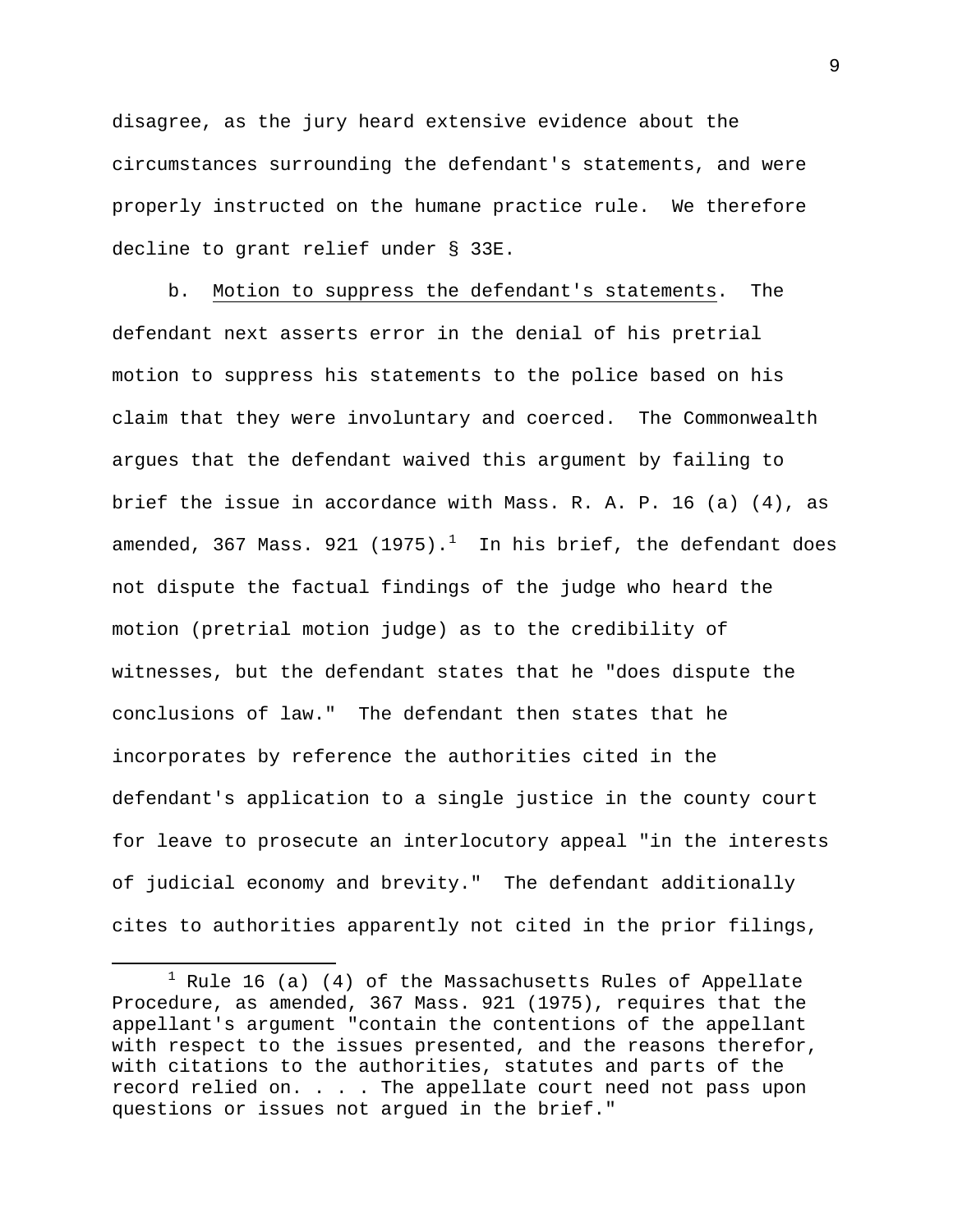disagree, as the jury heard extensive evidence about the circumstances surrounding the defendant's statements, and were properly instructed on the humane practice rule. We therefore decline to grant relief under § 33E.

b. Motion to suppress the defendant's statements. The defendant next asserts error in the denial of his pretrial motion to suppress his statements to the police based on his claim that they were involuntary and coerced. The Commonwealth argues that the defendant waived this argument by failing to brief the issue in accordance with Mass. R. A. P. 16 (a) (4), as amended, 367 Mass. 921 (1975).[1] In his brief, the defendant does not dispute the factual findings of the judge who heard the motion (pretrial motion judge) as to the credibility of witnesses, but the defendant states that he "does dispute the conclusions of law." The defendant then states that he incorporates by reference the authorities cited in the defendant's application to a single justice in the county court for leave to prosecute an interlocutory appeal "in the interests of judicial economy and brevity." The defendant additionally cites to authorities apparently not cited in the prior filings,

[1] Rule 16 (a) (4) of the Massachusetts Rules of Appellate Procedure, as amended, 367 Mass. 921 (1975), requires that the appellant's argument "contain the contentions of the appellant with respect to the issues presented, and the reasons therefor, with citations to the authorities, statutes and parts of the record relied on. . . . The appellate court need not pass upon questions or issues not argued in the brief."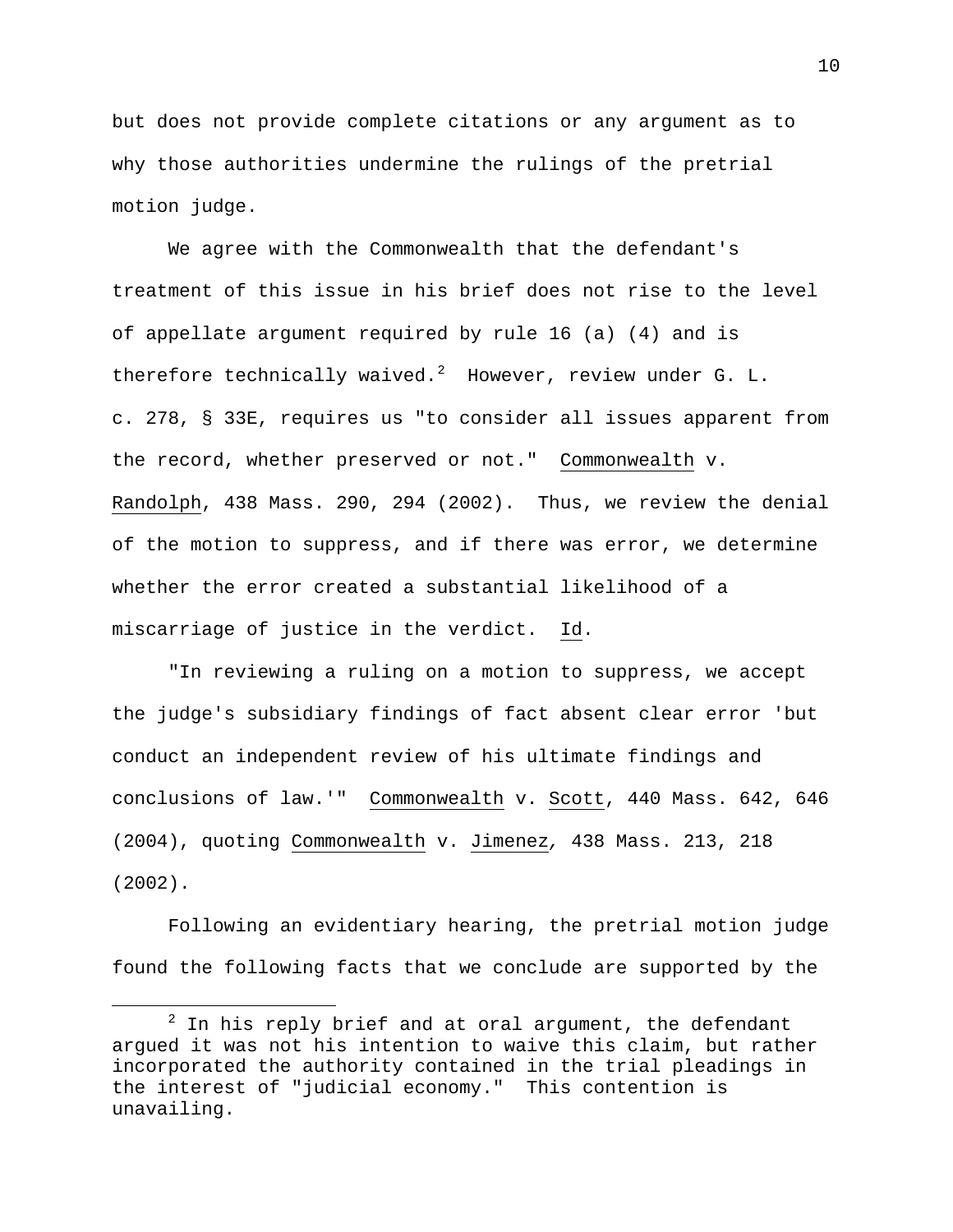but does not provide complete citations or any argument as to why those authorities undermine the rulings of the pretrial motion judge.

We agree with the Commonwealth that the defendant's treatment of this issue in his brief does not rise to the level of appellate argument required by rule 16 (a) (4) and is therefore technically waived.[2] However, review under G. L. c. 278, § 33E, requires us "to consider all issues apparent from the record, whether preserved or not." Commonwealth v. Randolph, 438 Mass. 290, 294 (2002). Thus, we review the denial of the motion to suppress, and if there was error, we determine whether the error created a substantial likelihood of a miscarriage of justice in the verdict. Id.

"In reviewing a ruling on a motion to suppress, we accept the judge's subsidiary findings of fact absent clear error 'but conduct an independent review of his ultimate findings and conclusions of law.'" Commonwealth v. Scott, 440 Mass. 642, 646 (2004), quoting Commonwealth v. Jimenez, 438 Mass. 213, 218 (2002).

Following an evidentiary hearing, the pretrial motion judge found the following facts that we conclude are supported by the

---

[2] In his reply brief and at oral argument, the defendant argued it was not his intention to waive this claim, but rather incorporated the authority contained in the trial pleadings in the interest of "judicial economy." This contention is unavailing.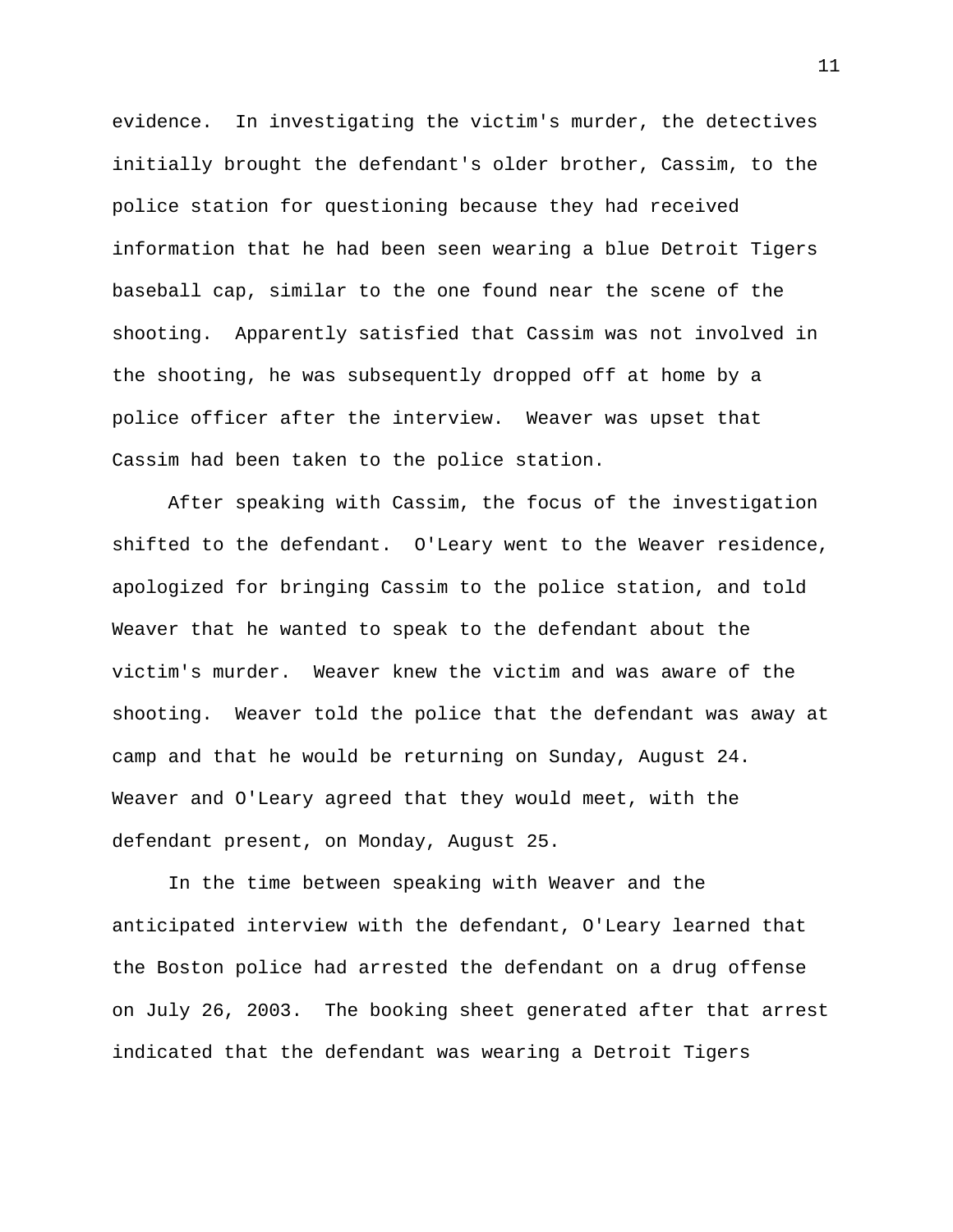evidence. In investigating the victim's murder, the detectives initially brought the defendant's older brother, Cassim, to the police station for questioning because they had received information that he had been seen wearing a blue Detroit Tigers baseball cap, similar to the one found near the scene of the shooting. Apparently satisfied that Cassim was not involved in the shooting, he was subsequently dropped off at home by a police officer after the interview. Weaver was upset that Cassim had been taken to the police station.

After speaking with Cassim, the focus of the investigation shifted to the defendant. O'Leary went to the Weaver residence, apologized for bringing Cassim to the police station, and told Weaver that he wanted to speak to the defendant about the victim's murder. Weaver knew the victim and was aware of the shooting. Weaver told the police that the defendant was away at camp and that he would be returning on Sunday, August 24. Weaver and O'Leary agreed that they would meet, with the defendant present, on Monday, August 25.

In the time between speaking with Weaver and the anticipated interview with the defendant, O'Leary learned that the Boston police had arrested the defendant on a drug offense on July 26, 2003. The booking sheet generated after that arrest indicated that the defendant was wearing a Detroit Tigers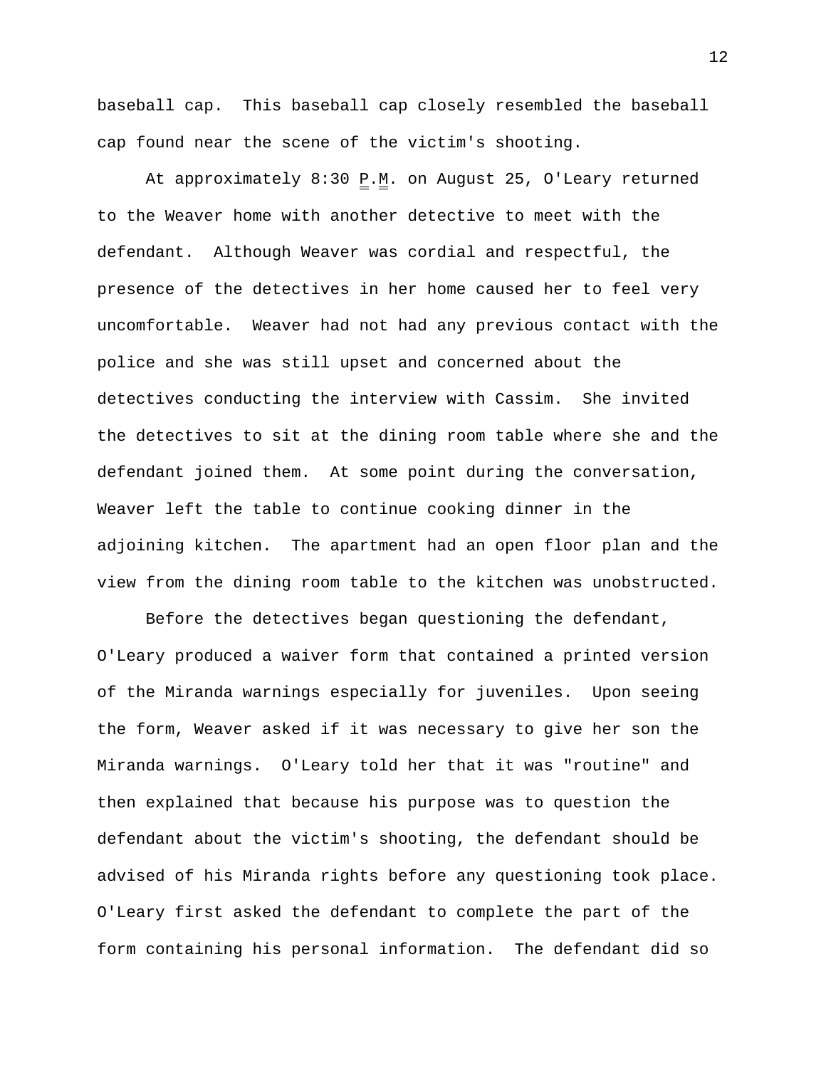baseball cap. This baseball cap closely resembled the baseball cap found near the scene of the victim's shooting.

At approximately 8:30 P.M. on August 25, O'Leary returned to the Weaver home with another detective to meet with the defendant. Although Weaver was cordial and respectful, the presence of the detectives in her home caused her to feel very uncomfortable. Weaver had not had any previous contact with the police and she was still upset and concerned about the detectives conducting the interview with Cassim. She invited the detectives to sit at the dining room table where she and the defendant joined them. At some point during the conversation, Weaver left the table to continue cooking dinner in the adjoining kitchen. The apartment had an open floor plan and the view from the dining room table to the kitchen was unobstructed.

Before the detectives began questioning the defendant, O'Leary produced a waiver form that contained a printed version of the Miranda warnings especially for juveniles. Upon seeing the form, Weaver asked if it was necessary to give her son the Miranda warnings. O'Leary told her that it was "routine" and then explained that because his purpose was to question the defendant about the victim's shooting, the defendant should be advised of his Miranda rights before any questioning took place. O'Leary first asked the defendant to complete the part of the form containing his personal information. The defendant did so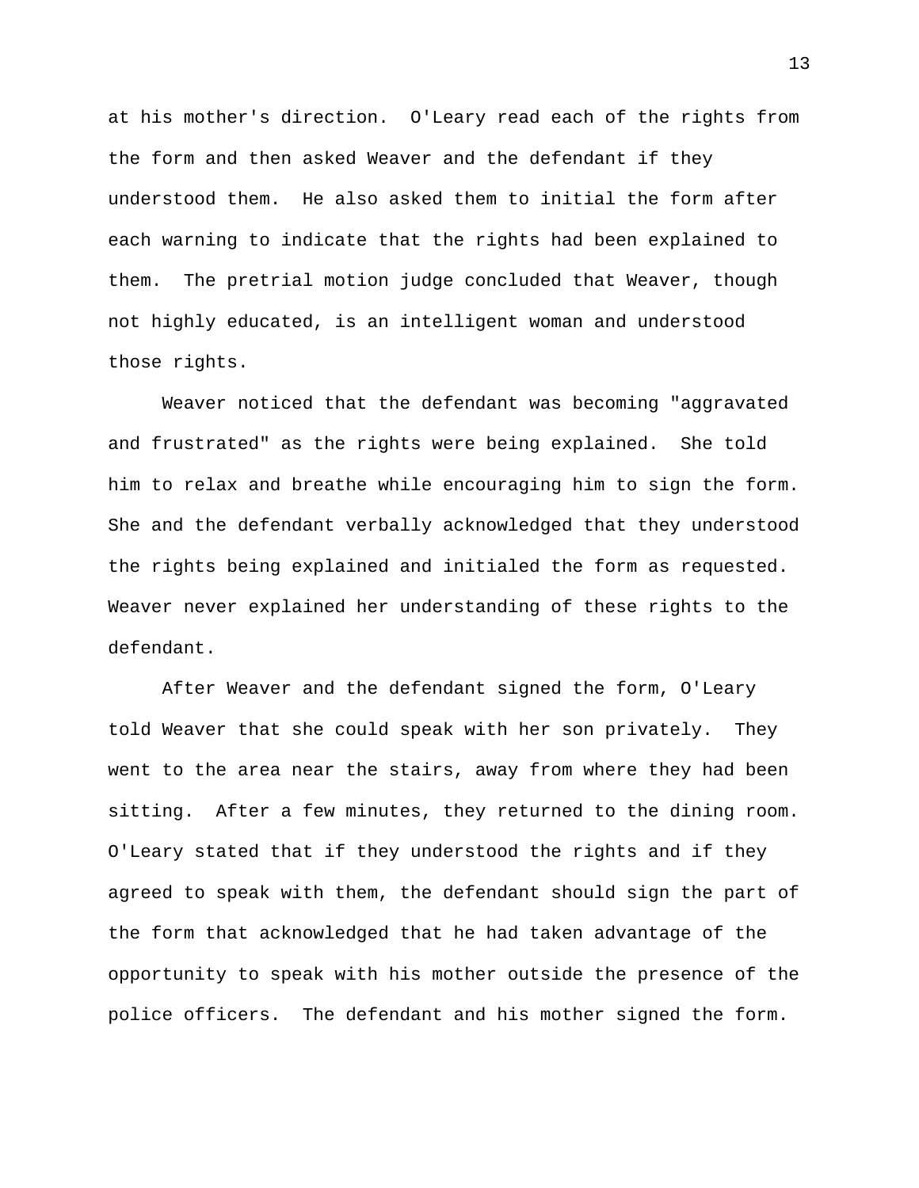at his mother's direction. O'Leary read each of the rights from the form and then asked Weaver and the defendant if they understood them. He also asked them to initial the form after each warning to indicate that the rights had been explained to them. The pretrial motion judge concluded that Weaver, though not highly educated, is an intelligent woman and understood those rights.

Weaver noticed that the defendant was becoming "aggravated and frustrated" as the rights were being explained. She told him to relax and breathe while encouraging him to sign the form. She and the defendant verbally acknowledged that they understood the rights being explained and initialed the form as requested. Weaver never explained her understanding of these rights to the defendant.

After Weaver and the defendant signed the form, O'Leary told Weaver that she could speak with her son privately. They went to the area near the stairs, away from where they had been sitting. After a few minutes, they returned to the dining room. O'Leary stated that if they understood the rights and if they agreed to speak with them, the defendant should sign the part of the form that acknowledged that he had taken advantage of the opportunity to speak with his mother outside the presence of the police officers. The defendant and his mother signed the form.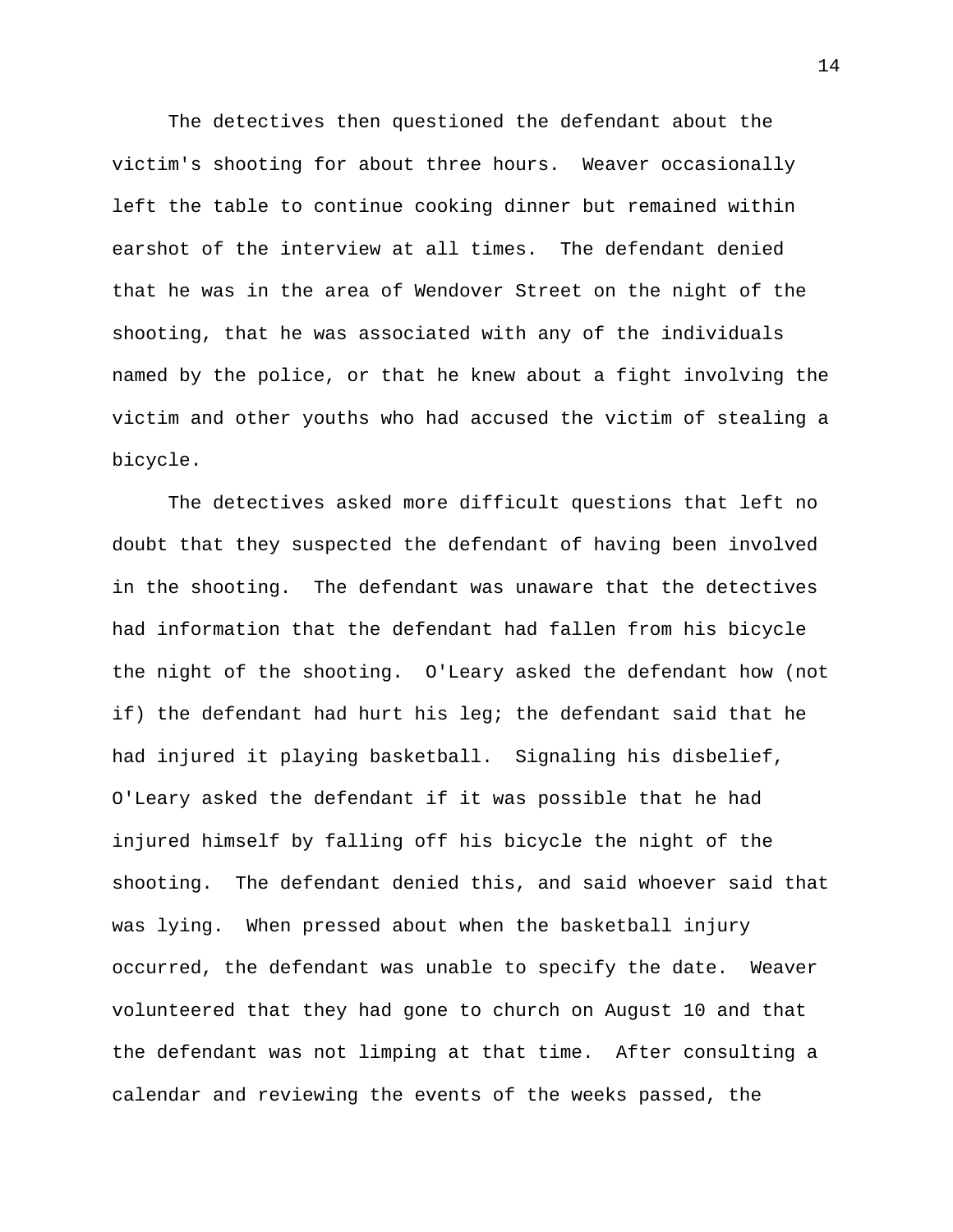The detectives then questioned the defendant about the victim's shooting for about three hours. Weaver occasionally left the table to continue cooking dinner but remained within earshot of the interview at all times. The defendant denied that he was in the area of Wendover Street on the night of the shooting, that he was associated with any of the individuals named by the police, or that he knew about a fight involving the victim and other youths who had accused the victim of stealing a bicycle.

The detectives asked more difficult questions that left no doubt that they suspected the defendant of having been involved in the shooting. The defendant was unaware that the detectives had information that the defendant had fallen from his bicycle the night of the shooting. O'Leary asked the defendant how (not if) the defendant had hurt his leg; the defendant said that he had injured it playing basketball. Signaling his disbelief, O'Leary asked the defendant if it was possible that he had injured himself by falling off his bicycle the night of the shooting. The defendant denied this, and said whoever said that was lying. When pressed about when the basketball injury occurred, the defendant was unable to specify the date. Weaver volunteered that they had gone to church on August 10 and that the defendant was not limping at that time. After consulting a calendar and reviewing the events of the weeks passed, the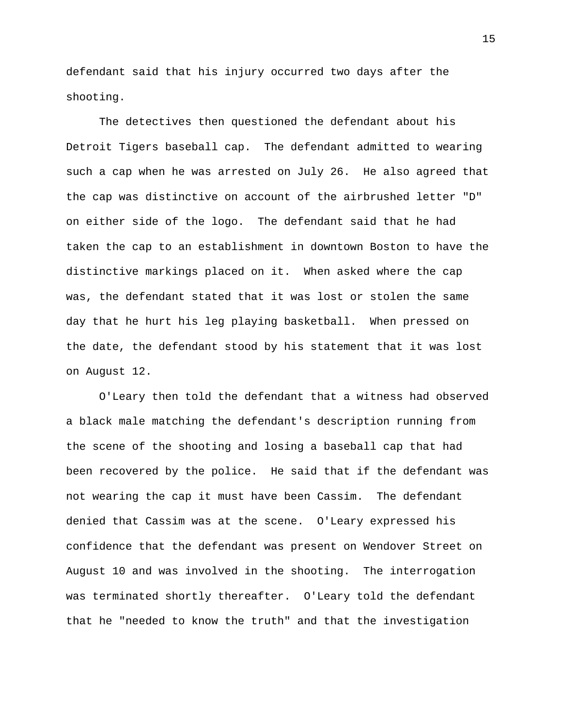defendant said that his injury occurred two days after the shooting.

The detectives then questioned the defendant about his Detroit Tigers baseball cap. The defendant admitted to wearing such a cap when he was arrested on July 26. He also agreed that the cap was distinctive on account of the airbrushed letter "D" on either side of the logo. The defendant said that he had taken the cap to an establishment in downtown Boston to have the distinctive markings placed on it. When asked where the cap was, the defendant stated that it was lost or stolen the same day that he hurt his leg playing basketball. When pressed on the date, the defendant stood by his statement that it was lost on August 12.

O'Leary then told the defendant that a witness had observed a black male matching the defendant's description running from the scene of the shooting and losing a baseball cap that had been recovered by the police. He said that if the defendant was not wearing the cap it must have been Cassim. The defendant denied that Cassim was at the scene. O'Leary expressed his confidence that the defendant was present on Wendover Street on August 10 and was involved in the shooting. The interrogation was terminated shortly thereafter. O'Leary told the defendant that he "needed to know the truth" and that the investigation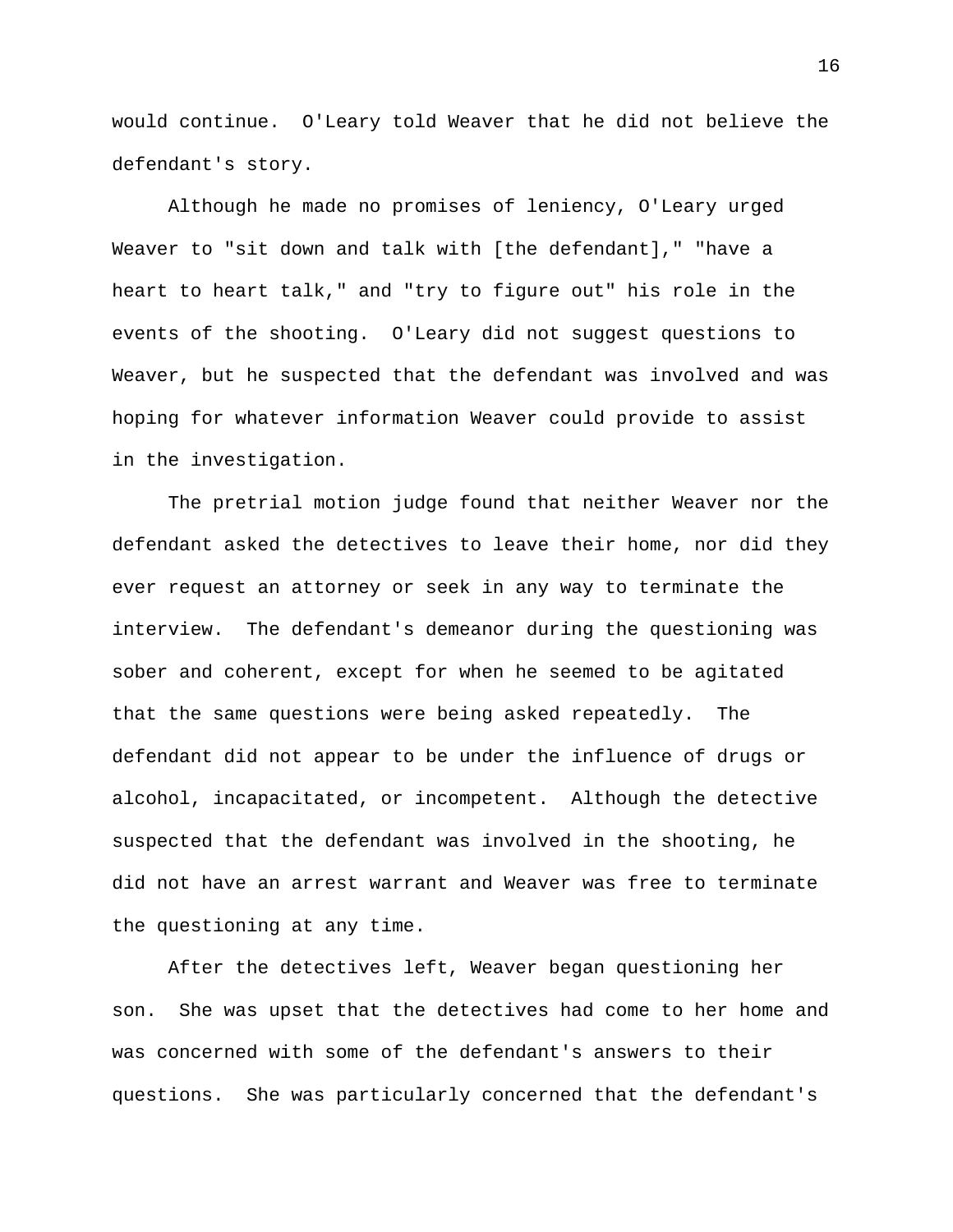would continue. O'Leary told Weaver that he did not believe the defendant's story.

Although he made no promises of leniency, O'Leary urged Weaver to "sit down and talk with [the defendant]," "have a heart to heart talk," and "try to figure out" his role in the events of the shooting. O'Leary did not suggest questions to Weaver, but he suspected that the defendant was involved and was hoping for whatever information Weaver could provide to assist in the investigation.

The pretrial motion judge found that neither Weaver nor the defendant asked the detectives to leave their home, nor did they ever request an attorney or seek in any way to terminate the interview. The defendant's demeanor during the questioning was sober and coherent, except for when he seemed to be agitated that the same questions were being asked repeatedly. The defendant did not appear to be under the influence of drugs or alcohol, incapacitated, or incompetent. Although the detective suspected that the defendant was involved in the shooting, he did not have an arrest warrant and Weaver was free to terminate the questioning at any time.

After the detectives left, Weaver began questioning her son. She was upset that the detectives had come to her home and was concerned with some of the defendant's answers to their questions. She was particularly concerned that the defendant's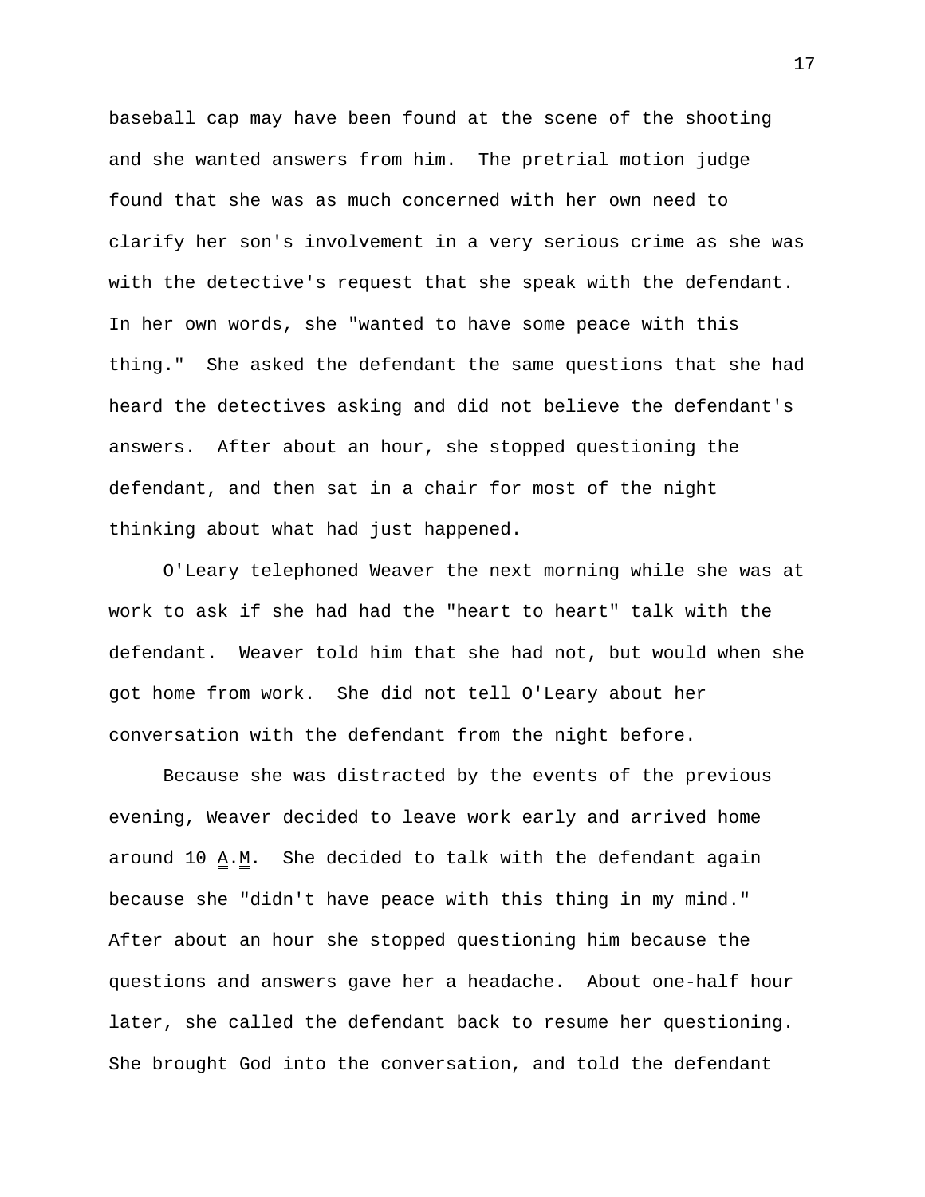baseball cap may have been found at the scene of the shooting and she wanted answers from him. The pretrial motion judge found that she was as much concerned with her own need to clarify her son's involvement in a very serious crime as she was with the detective's request that she speak with the defendant. In her own words, she "wanted to have some peace with this thing." She asked the defendant the same questions that she had heard the detectives asking and did not believe the defendant's answers. After about an hour, she stopped questioning the defendant, and then sat in a chair for most of the night thinking about what had just happened.

O'Leary telephoned Weaver the next morning while she was at work to ask if she had had the "heart to heart" talk with the defendant. Weaver told him that she had not, but would when she got home from work. She did not tell O'Leary about her conversation with the defendant from the night before.

Because she was distracted by the events of the previous evening, Weaver decided to leave work early and arrived home around 10 A.M. She decided to talk with the defendant again because she "didn't have peace with this thing in my mind." After about an hour she stopped questioning him because the questions and answers gave her a headache. About one-half hour later, she called the defendant back to resume her questioning. She brought God into the conversation, and told the defendant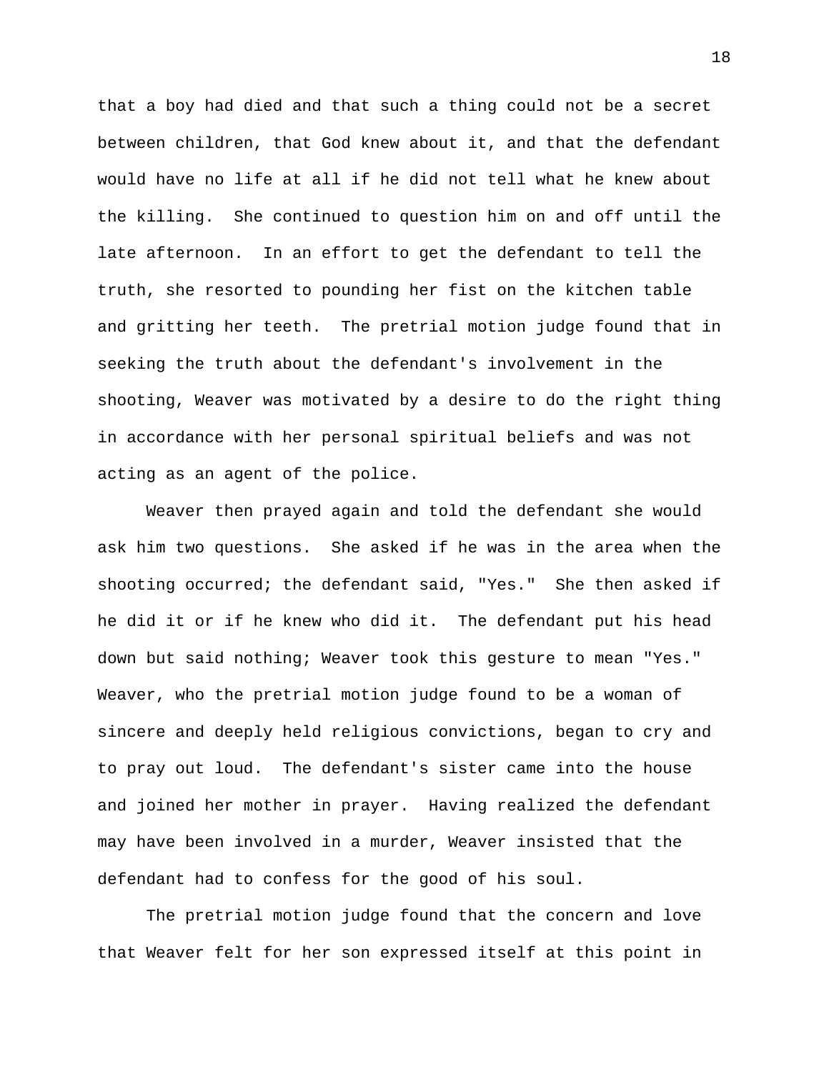that a boy had died and that such a thing could not be a secret between children, that God knew about it, and that the defendant would have no life at all if he did not tell what he knew about the killing. She continued to question him on and off until the late afternoon. In an effort to get the defendant to tell the truth, she resorted to pounding her fist on the kitchen table and gritting her teeth. The pretrial motion judge found that in seeking the truth about the defendant's involvement in the shooting, Weaver was motivated by a desire to do the right thing in accordance with her personal spiritual beliefs and was not acting as an agent of the police.

Weaver then prayed again and told the defendant she would ask him two questions. She asked if he was in the area when the shooting occurred; the defendant said, "Yes." She then asked if he did it or if he knew who did it. The defendant put his head down but said nothing; Weaver took this gesture to mean "Yes." Weaver, who the pretrial motion judge found to be a woman of sincere and deeply held religious convictions, began to cry and to pray out loud. The defendant's sister came into the house and joined her mother in prayer. Having realized the defendant may have been involved in a murder, Weaver insisted that the defendant had to confess for the good of his soul.

The pretrial motion judge found that the concern and love that Weaver felt for her son expressed itself at this point in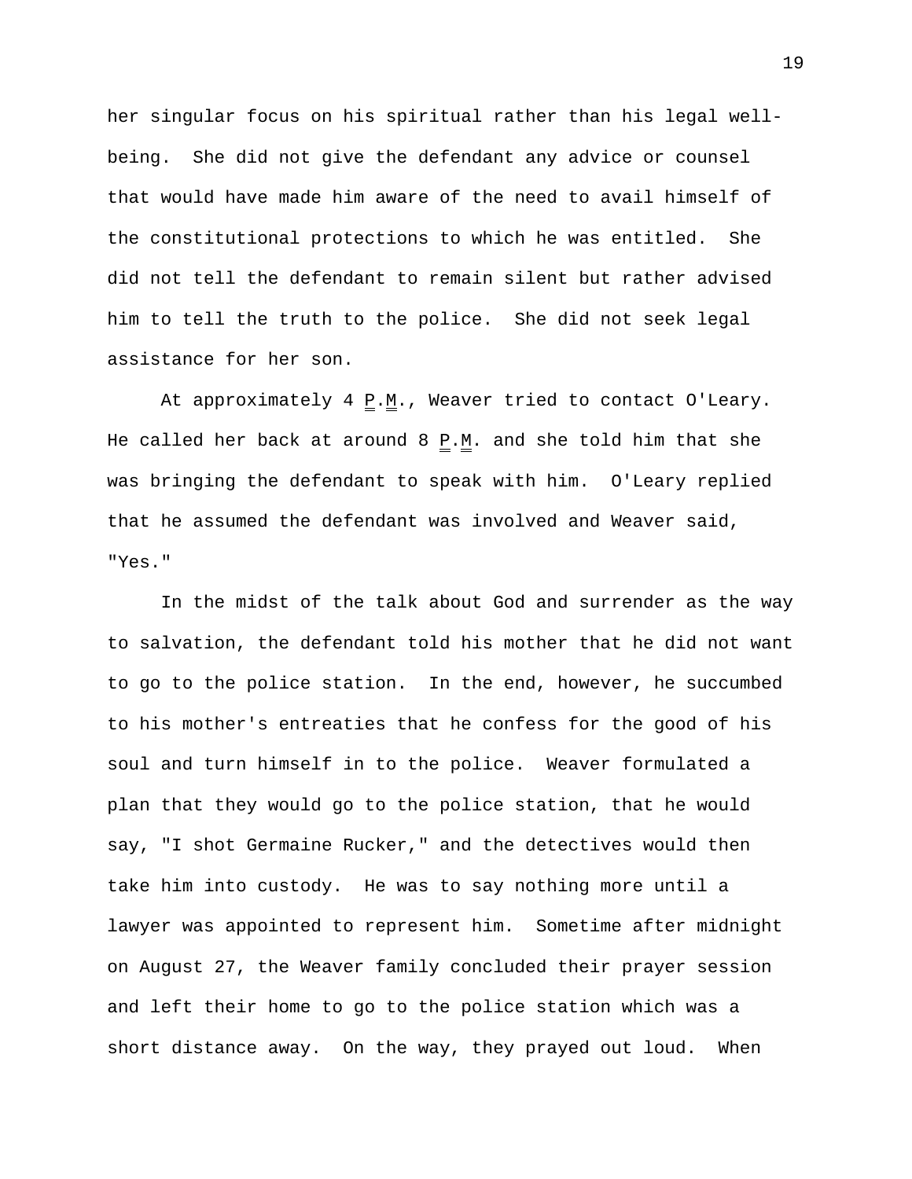her singular focus on his spiritual rather than his legal well-being. She did not give the defendant any advice or counsel that would have made him aware of the need to avail himself of the constitutional protections to which he was entitled. She did not tell the defendant to remain silent but rather advised him to tell the truth to the police. She did not seek legal assistance for her son.

At approximately 4 P.M., Weaver tried to contact O'Leary. He called her back at around 8 P.M. and she told him that she was bringing the defendant to speak with him. O'Leary replied that he assumed the defendant was involved and Weaver said, "Yes."

In the midst of the talk about God and surrender as the way to salvation, the defendant told his mother that he did not want to go to the police station. In the end, however, he succumbed to his mother's entreaties that he confess for the good of his soul and turn himself in to the police. Weaver formulated a plan that they would go to the police station, that he would say, "I shot Germaine Rucker," and the detectives would then take him into custody. He was to say nothing more until a lawyer was appointed to represent him. Sometime after midnight on August 27, the Weaver family concluded their prayer session and left their home to go to the police station which was a short distance away. On the way, they prayed out loud. When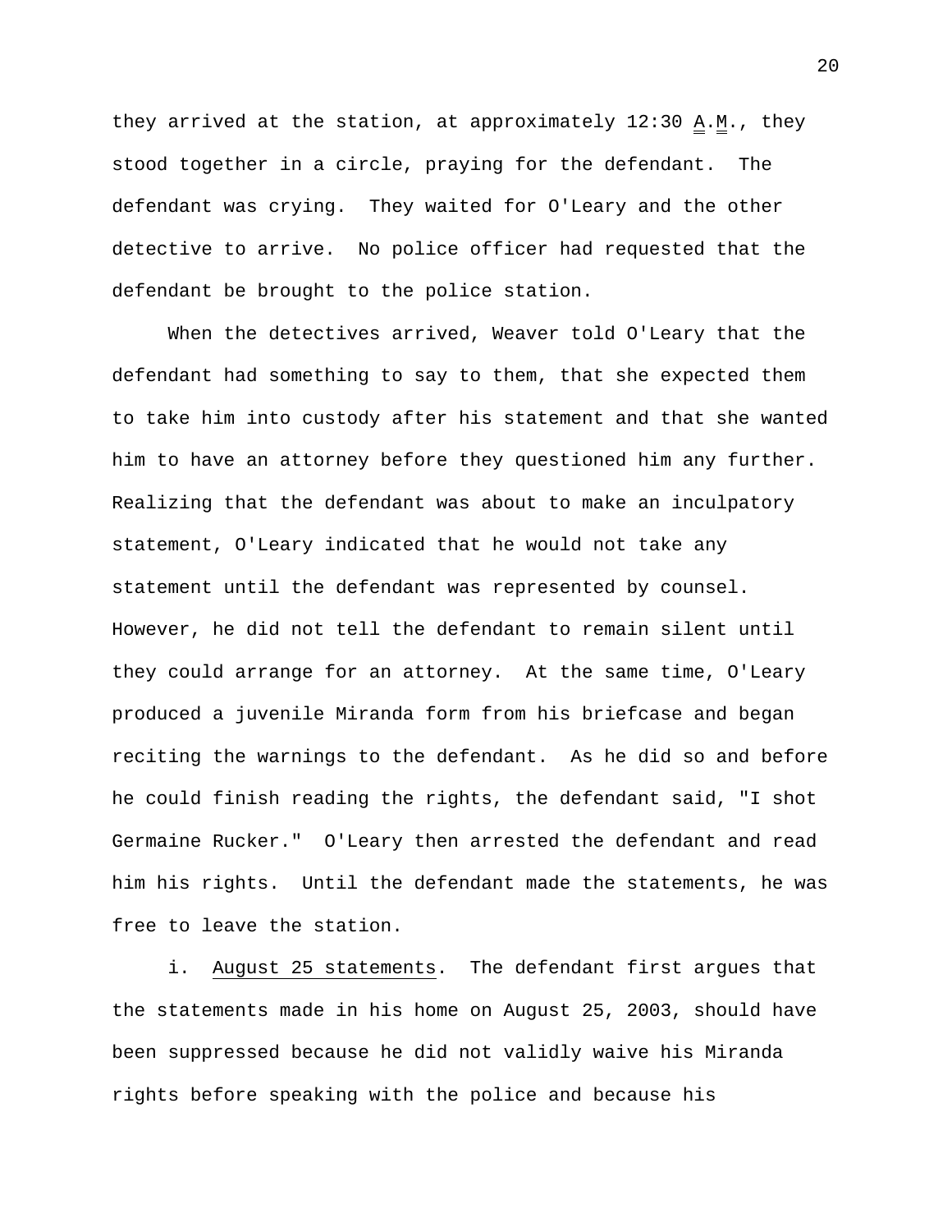they arrived at the station, at approximately 12:30 A.M., they stood together in a circle, praying for the defendant. The defendant was crying. They waited for O'Leary and the other detective to arrive. No police officer had requested that the defendant be brought to the police station.

When the detectives arrived, Weaver told O'Leary that the defendant had something to say to them, that she expected them to take him into custody after his statement and that she wanted him to have an attorney before they questioned him any further. Realizing that the defendant was about to make an inculpatory statement, O'Leary indicated that he would not take any statement until the defendant was represented by counsel. However, he did not tell the defendant to remain silent until they could arrange for an attorney. At the same time, O'Leary produced a juvenile Miranda form from his briefcase and began reciting the warnings to the defendant. As he did so and before he could finish reading the rights, the defendant said, "I shot Germaine Rucker." O'Leary then arrested the defendant and read him his rights. Until the defendant made the statements, he was free to leave the station.

i. August 25 statements. The defendant first argues that the statements made in his home on August 25, 2003, should have been suppressed because he did not validly waive his Miranda rights before speaking with the police and because his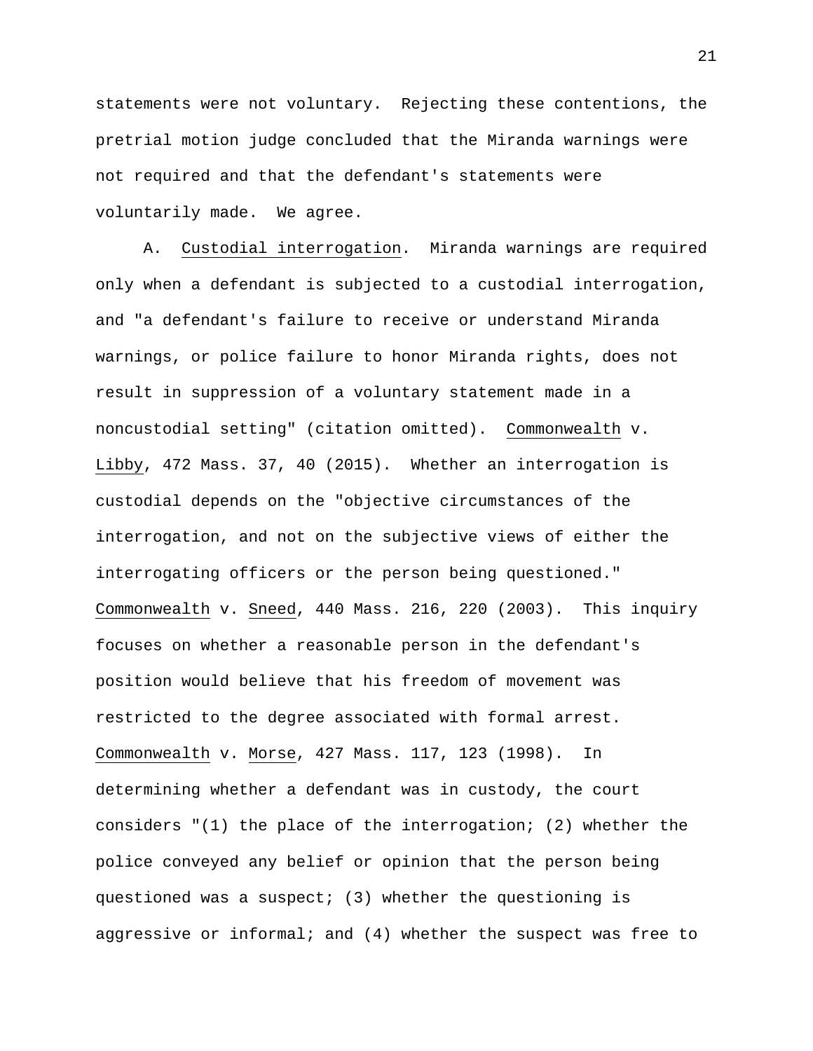statements were not voluntary. Rejecting these contentions, the pretrial motion judge concluded that the Miranda warnings were not required and that the defendant's statements were voluntarily made. We agree.

A. Custodial interrogation. Miranda warnings are required only when a defendant is subjected to a custodial interrogation, and "a defendant's failure to receive or understand Miranda warnings, or police failure to honor Miranda rights, does not result in suppression of a voluntary statement made in a noncustodial setting" (citation omitted). Commonwealth v. Libby, 472 Mass. 37, 40 (2015). Whether an interrogation is custodial depends on the "objective circumstances of the interrogation, and not on the subjective views of either the interrogating officers or the person being questioned." Commonwealth v. Sneed, 440 Mass. 216, 220 (2003). This inquiry focuses on whether a reasonable person in the defendant's position would believe that his freedom of movement was restricted to the degree associated with formal arrest. Commonwealth v. Morse, 427 Mass. 117, 123 (1998). In determining whether a defendant was in custody, the court considers "(1) the place of the interrogation; (2) whether the police conveyed any belief or opinion that the person being questioned was a suspect; (3) whether the questioning is aggressive or informal; and (4) whether the suspect was free to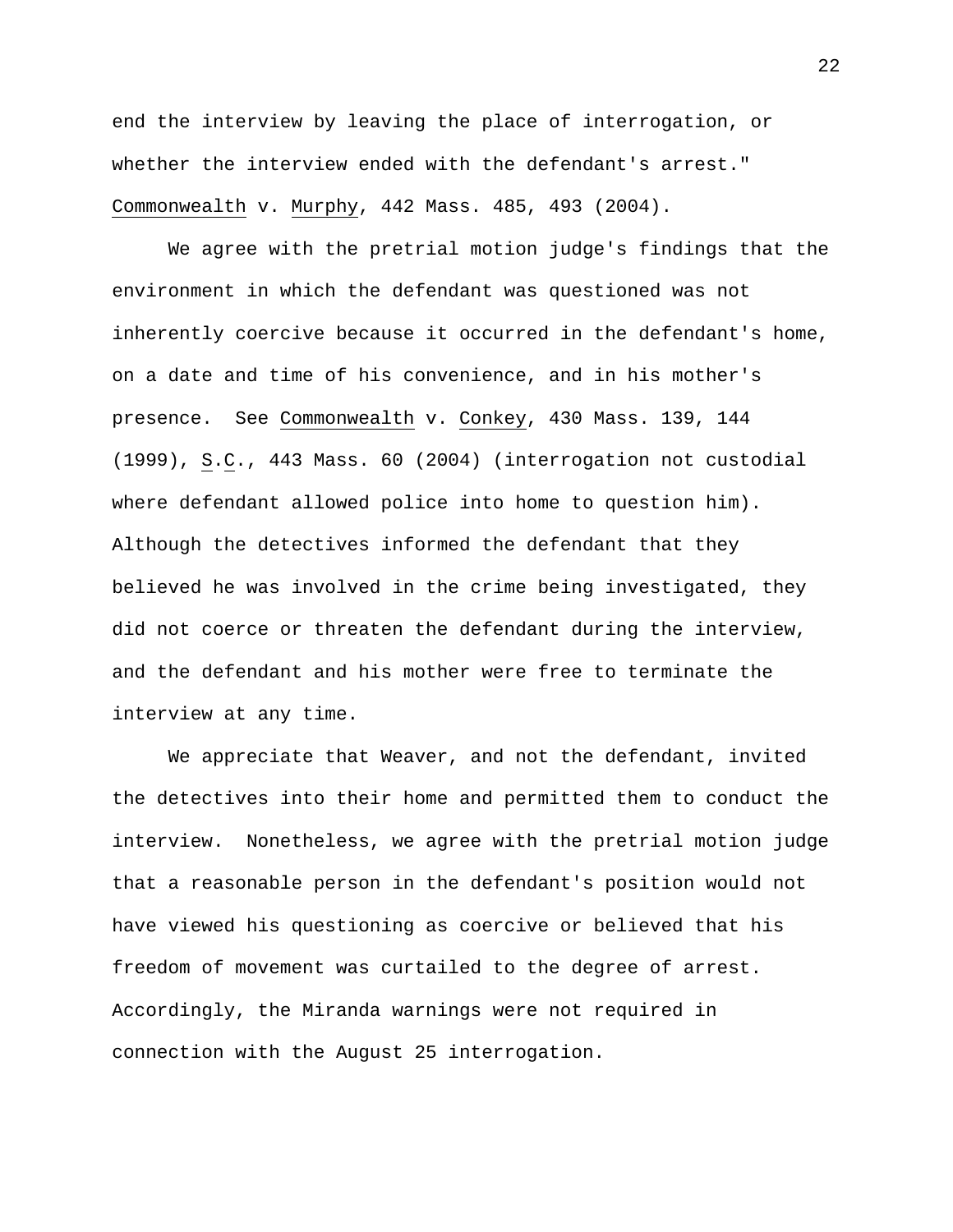end the interview by leaving the place of interrogation, or whether the interview ended with the defendant's arrest." Commonwealth v. Murphy, 442 Mass. 485, 493 (2004).

We agree with the pretrial motion judge's findings that the environment in which the defendant was questioned was not inherently coercive because it occurred in the defendant's home, on a date and time of his convenience, and in his mother's presence. See Commonwealth v. Conkey, 430 Mass. 139, 144 (1999), S.C., 443 Mass. 60 (2004) (interrogation not custodial where defendant allowed police into home to question him). Although the detectives informed the defendant that they believed he was involved in the crime being investigated, they did not coerce or threaten the defendant during the interview, and the defendant and his mother were free to terminate the interview at any time.

We appreciate that Weaver, and not the defendant, invited the detectives into their home and permitted them to conduct the interview. Nonetheless, we agree with the pretrial motion judge that a reasonable person in the defendant's position would not have viewed his questioning as coercive or believed that his freedom of movement was curtailed to the degree of arrest. Accordingly, the Miranda warnings were not required in connection with the August 25 interrogation.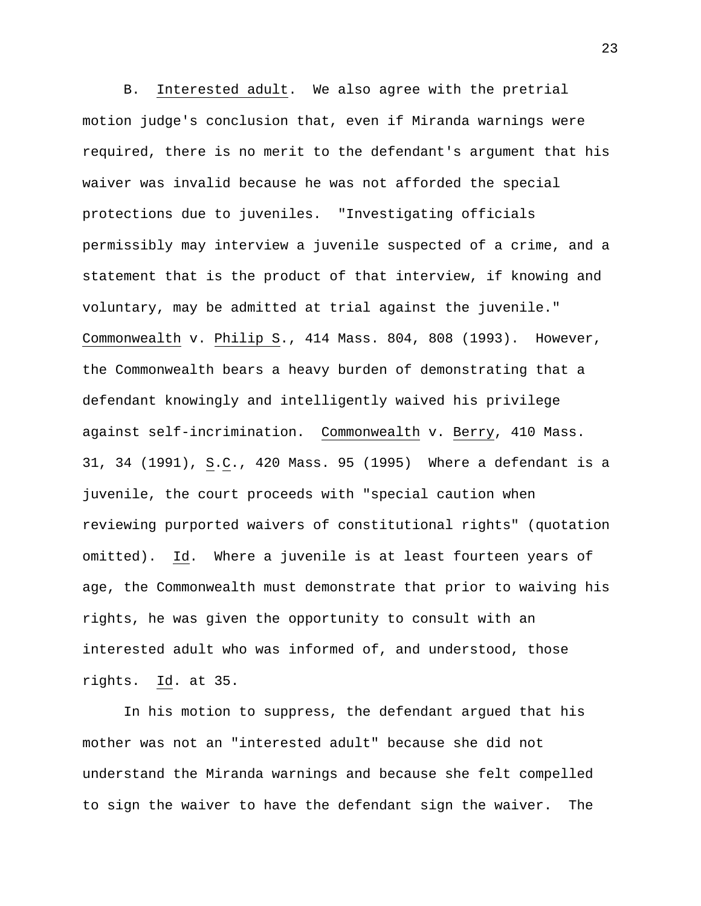B. Interested adult. We also agree with the pretrial motion judge's conclusion that, even if Miranda warnings were required, there is no merit to the defendant's argument that his waiver was invalid because he was not afforded the special protections due to juveniles. "Investigating officials permissibly may interview a juvenile suspected of a crime, and a statement that is the product of that interview, if knowing and voluntary, may be admitted at trial against the juvenile." Commonwealth v. Philip S., 414 Mass. 804, 808 (1993). However, the Commonwealth bears a heavy burden of demonstrating that a defendant knowingly and intelligently waived his privilege against self-incrimination. Commonwealth v. Berry, 410 Mass. 31, 34 (1991), S.C., 420 Mass. 95 (1995) Where a defendant is a juvenile, the court proceeds with "special caution when reviewing purported waivers of constitutional rights" (quotation omitted). Id. Where a juvenile is at least fourteen years of age, the Commonwealth must demonstrate that prior to waiving his rights, he was given the opportunity to consult with an interested adult who was informed of, and understood, those rights. Id. at 35.

In his motion to suppress, the defendant argued that his mother was not an "interested adult" because she did not understand the Miranda warnings and because she felt compelled to sign the waiver to have the defendant sign the waiver. The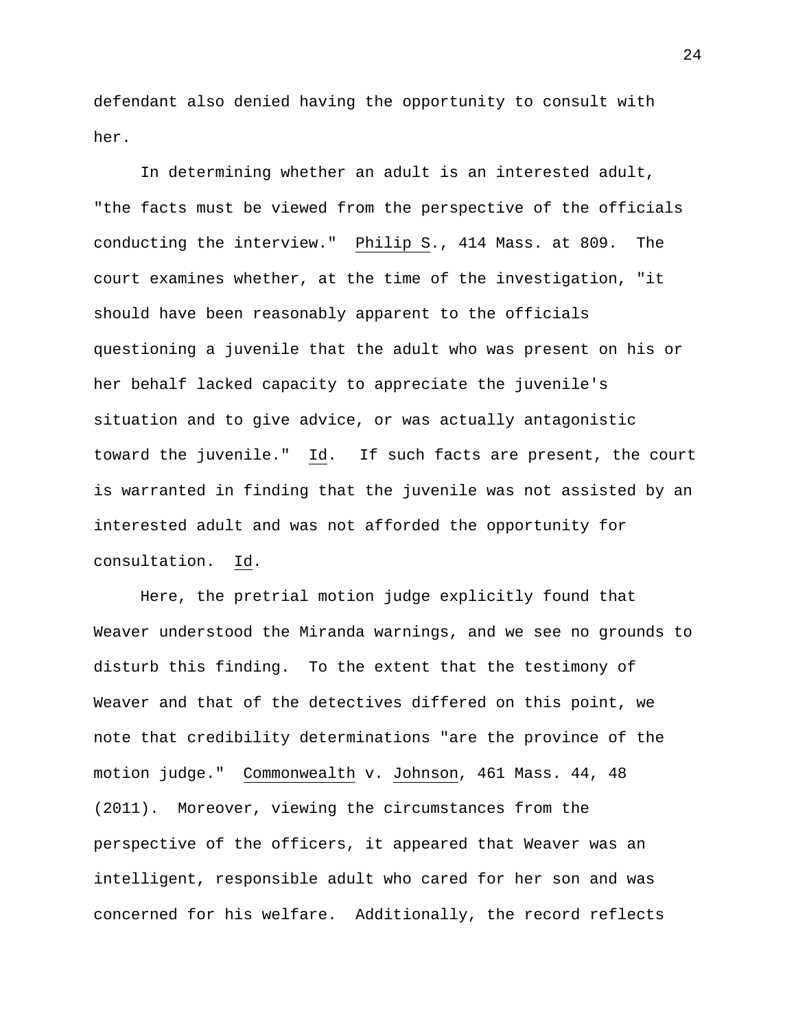defendant also denied having the opportunity to consult with her.

In determining whether an adult is an interested adult, "the facts must be viewed from the perspective of the officials conducting the interview." Philip S., 414 Mass. at 809. The court examines whether, at the time of the investigation, "it should have been reasonably apparent to the officials questioning a juvenile that the adult who was present on his or her behalf lacked capacity to appreciate the juvenile's situation and to give advice, or was actually antagonistic toward the juvenile." Id. If such facts are present, the court is warranted in finding that the juvenile was not assisted by an interested adult and was not afforded the opportunity for consultation. Id.

Here, the pretrial motion judge explicitly found that Weaver understood the Miranda warnings, and we see no grounds to disturb this finding. To the extent that the testimony of Weaver and that of the detectives differed on this point, we note that credibility determinations "are the province of the motion judge." Commonwealth v. Johnson, 461 Mass. 44, 48 (2011). Moreover, viewing the circumstances from the perspective of the officers, it appeared that Weaver was an intelligent, responsible adult who cared for her son and was concerned for his welfare. Additionally, the record reflects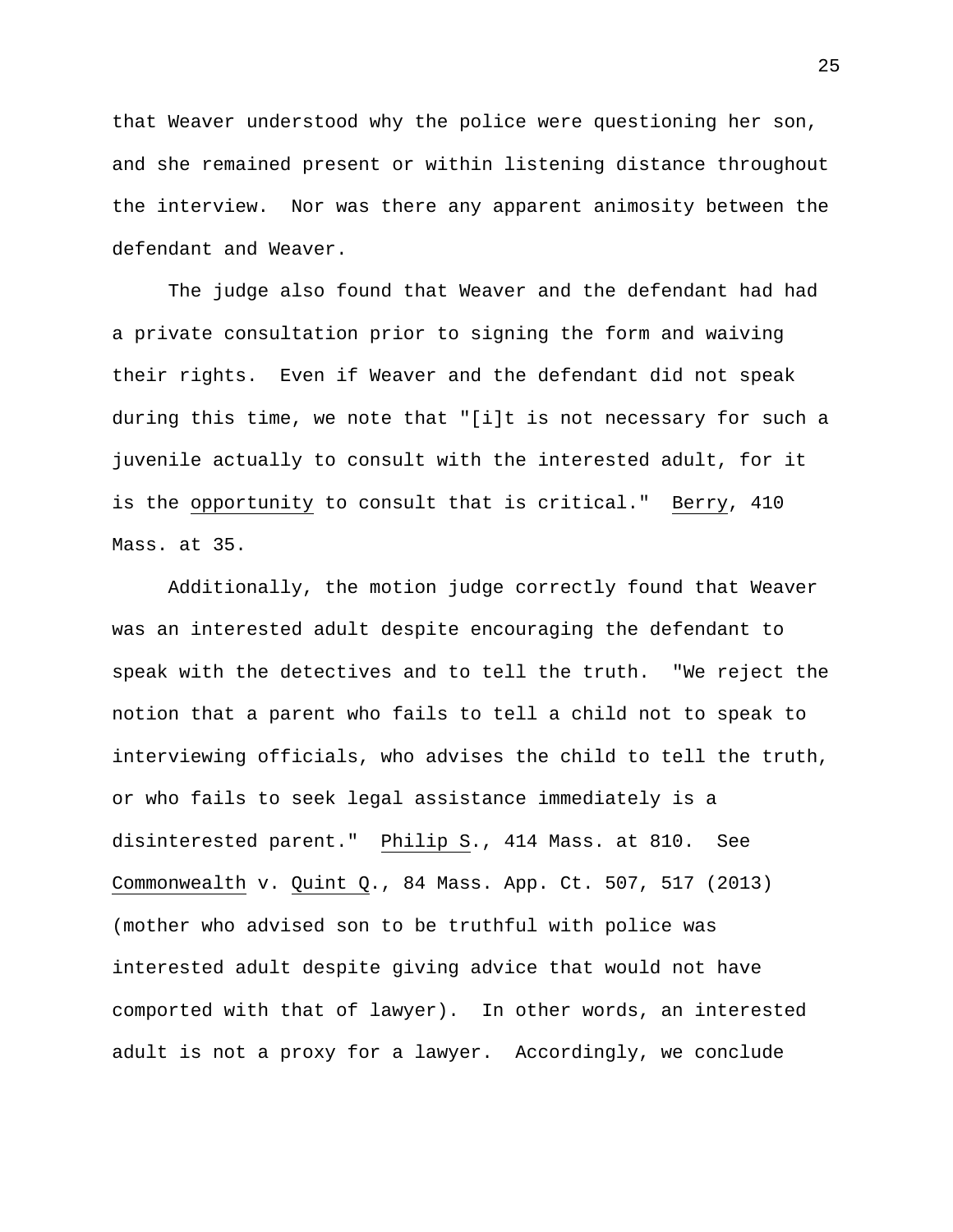that Weaver understood why the police were questioning her son, and she remained present or within listening distance throughout the interview. Nor was there any apparent animosity between the defendant and Weaver.

The judge also found that Weaver and the defendant had had a private consultation prior to signing the form and waiving their rights. Even if Weaver and the defendant did not speak during this time, we note that "[i]t is not necessary for such a juvenile actually to consult with the interested adult, for it is the opportunity to consult that is critical." Berry, 410 Mass. at 35.

Additionally, the motion judge correctly found that Weaver was an interested adult despite encouraging the defendant to speak with the detectives and to tell the truth. "We reject the notion that a parent who fails to tell a child not to speak to interviewing officials, who advises the child to tell the truth, or who fails to seek legal assistance immediately is a disinterested parent." Philip S., 414 Mass. at 810. See Commonwealth v. Quint Q., 84 Mass. App. Ct. 507, 517 (2013) (mother who advised son to be truthful with police was interested adult despite giving advice that would not have comported with that of lawyer). In other words, an interested adult is not a proxy for a lawyer. Accordingly, we conclude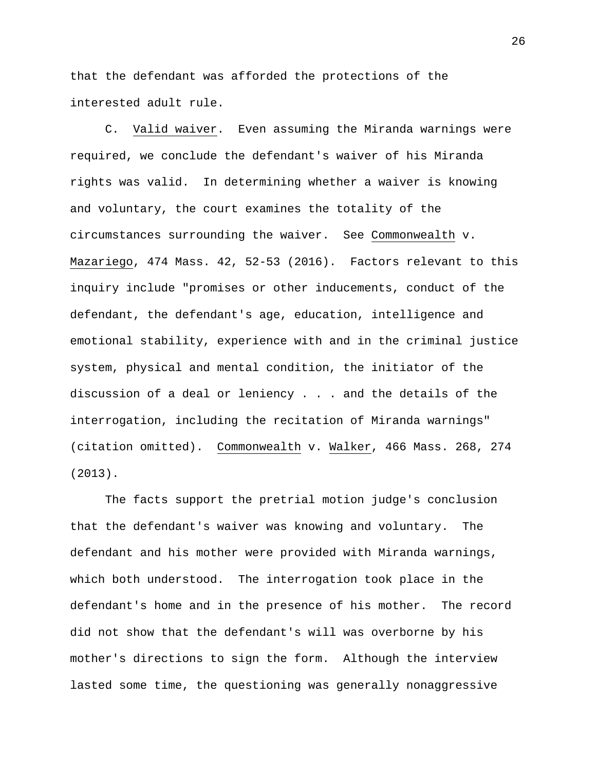that the defendant was afforded the protections of the interested adult rule.

C. Valid waiver. Even assuming the Miranda warnings were required, we conclude the defendant's waiver of his Miranda rights was valid. In determining whether a waiver is knowing and voluntary, the court examines the totality of the circumstances surrounding the waiver. See Commonwealth v. Mazariego, 474 Mass. 42, 52-53 (2016). Factors relevant to this inquiry include "promises or other inducements, conduct of the defendant, the defendant's age, education, intelligence and emotional stability, experience with and in the criminal justice system, physical and mental condition, the initiator of the discussion of a deal or leniency . . . and the details of the interrogation, including the recitation of Miranda warnings" (citation omitted). Commonwealth v. Walker, 466 Mass. 268, 274 (2013).

The facts support the pretrial motion judge's conclusion that the defendant's waiver was knowing and voluntary. The defendant and his mother were provided with Miranda warnings, which both understood. The interrogation took place in the defendant's home and in the presence of his mother. The record did not show that the defendant's will was overborne by his mother's directions to sign the form. Although the interview lasted some time, the questioning was generally nonaggressive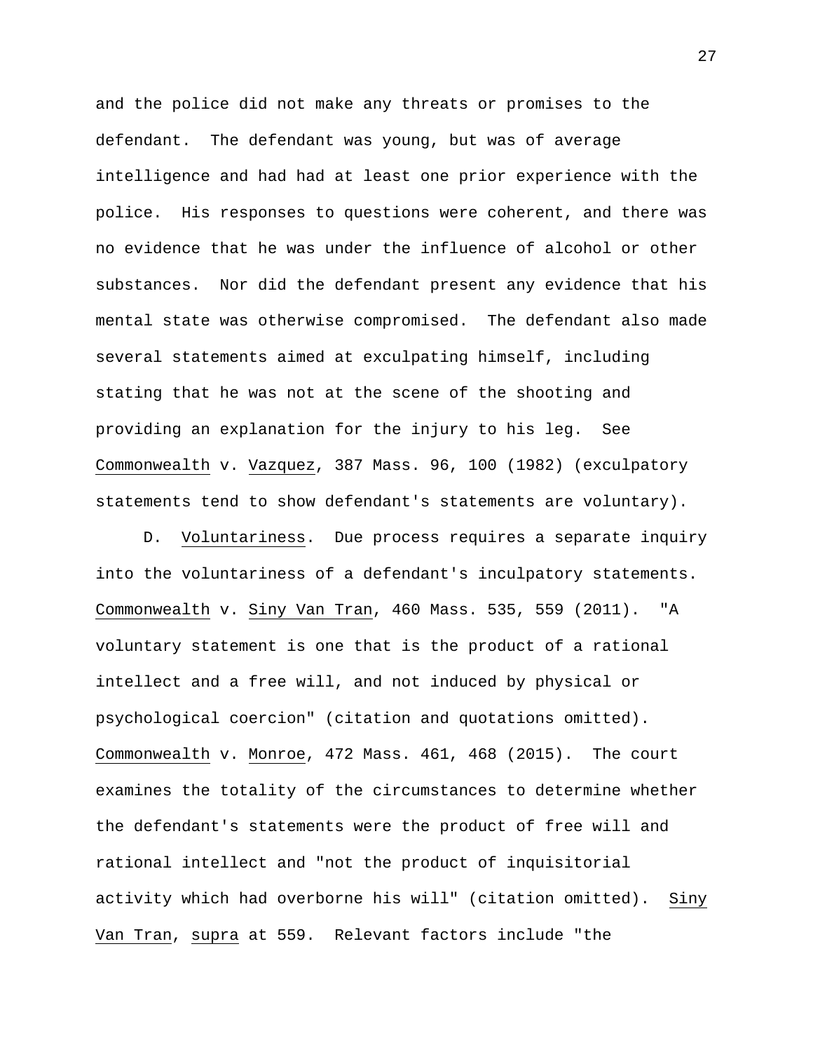and the police did not make any threats or promises to the defendant. The defendant was young, but was of average intelligence and had had at least one prior experience with the police. His responses to questions were coherent, and there was no evidence that he was under the influence of alcohol or other substances. Nor did the defendant present any evidence that his mental state was otherwise compromised. The defendant also made several statements aimed at exculpating himself, including stating that he was not at the scene of the shooting and providing an explanation for the injury to his leg. See Commonwealth v. Vazquez, 387 Mass. 96, 100 (1982) (exculpatory statements tend to show defendant's statements are voluntary).

D. Voluntariness. Due process requires a separate inquiry into the voluntariness of a defendant's inculpatory statements. Commonwealth v. Siny Van Tran, 460 Mass. 535, 559 (2011). "A voluntary statement is one that is the product of a rational intellect and a free will, and not induced by physical or psychological coercion" (citation and quotations omitted). Commonwealth v. Monroe, 472 Mass. 461, 468 (2015). The court examines the totality of the circumstances to determine whether the defendant's statements were the product of free will and rational intellect and "not the product of inquisitorial activity which had overborne his will" (citation omitted). Siny Van Tran, supra at 559. Relevant factors include "the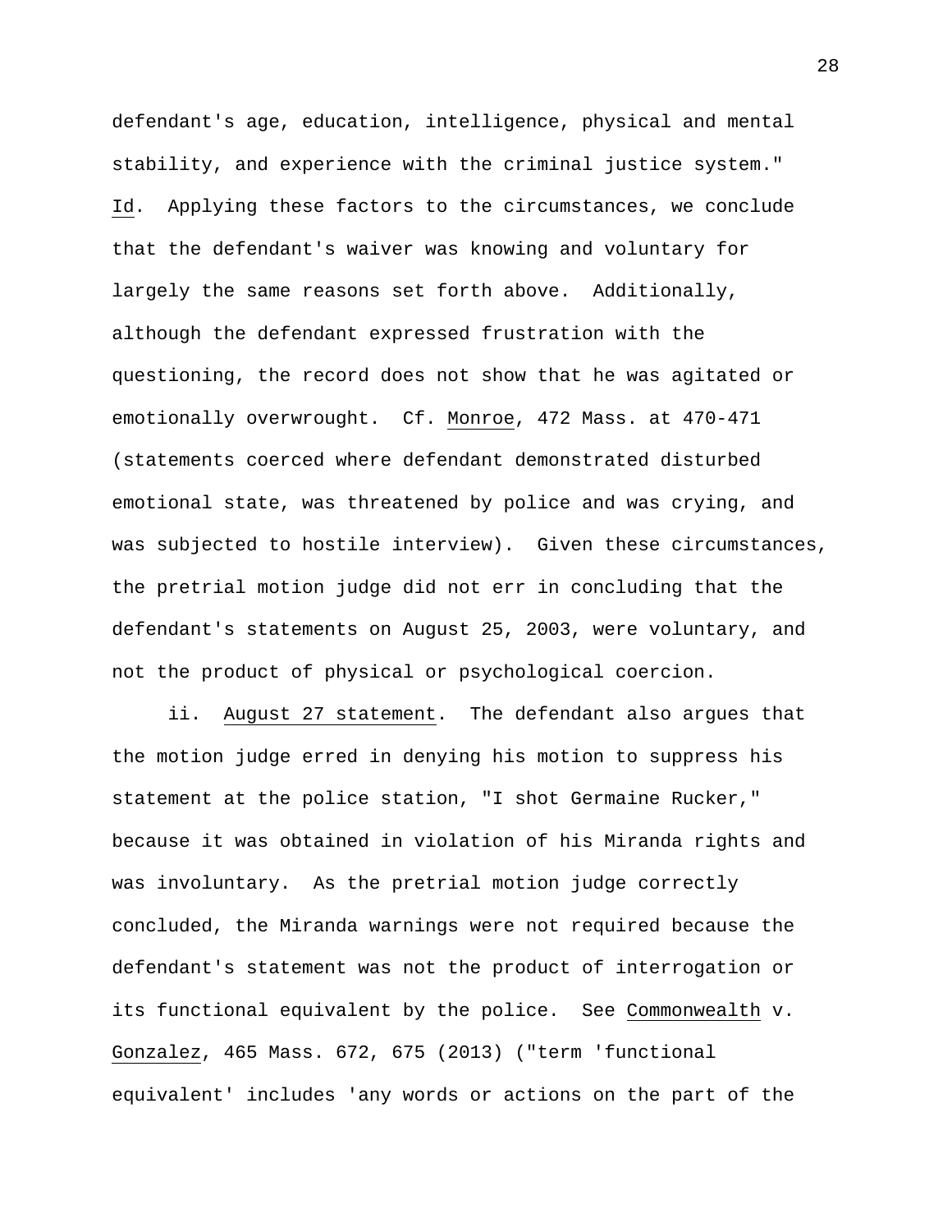defendant's age, education, intelligence, physical and mental stability, and experience with the criminal justice system." Id. Applying these factors to the circumstances, we conclude that the defendant's waiver was knowing and voluntary for largely the same reasons set forth above. Additionally, although the defendant expressed frustration with the questioning, the record does not show that he was agitated or emotionally overwrought. Cf. Monroe, 472 Mass. at 470-471 (statements coerced where defendant demonstrated disturbed emotional state, was threatened by police and was crying, and was subjected to hostile interview). Given these circumstances, the pretrial motion judge did not err in concluding that the defendant's statements on August 25, 2003, were voluntary, and not the product of physical or psychological coercion.

ii. August 27 statement. The defendant also argues that the motion judge erred in denying his motion to suppress his statement at the police station, "I shot Germaine Rucker," because it was obtained in violation of his Miranda rights and was involuntary. As the pretrial motion judge correctly concluded, the Miranda warnings were not required because the defendant's statement was not the product of interrogation or its functional equivalent by the police. See Commonwealth v. Gonzalez, 465 Mass. 672, 675 (2013) ("term 'functional equivalent' includes 'any words or actions on the part of the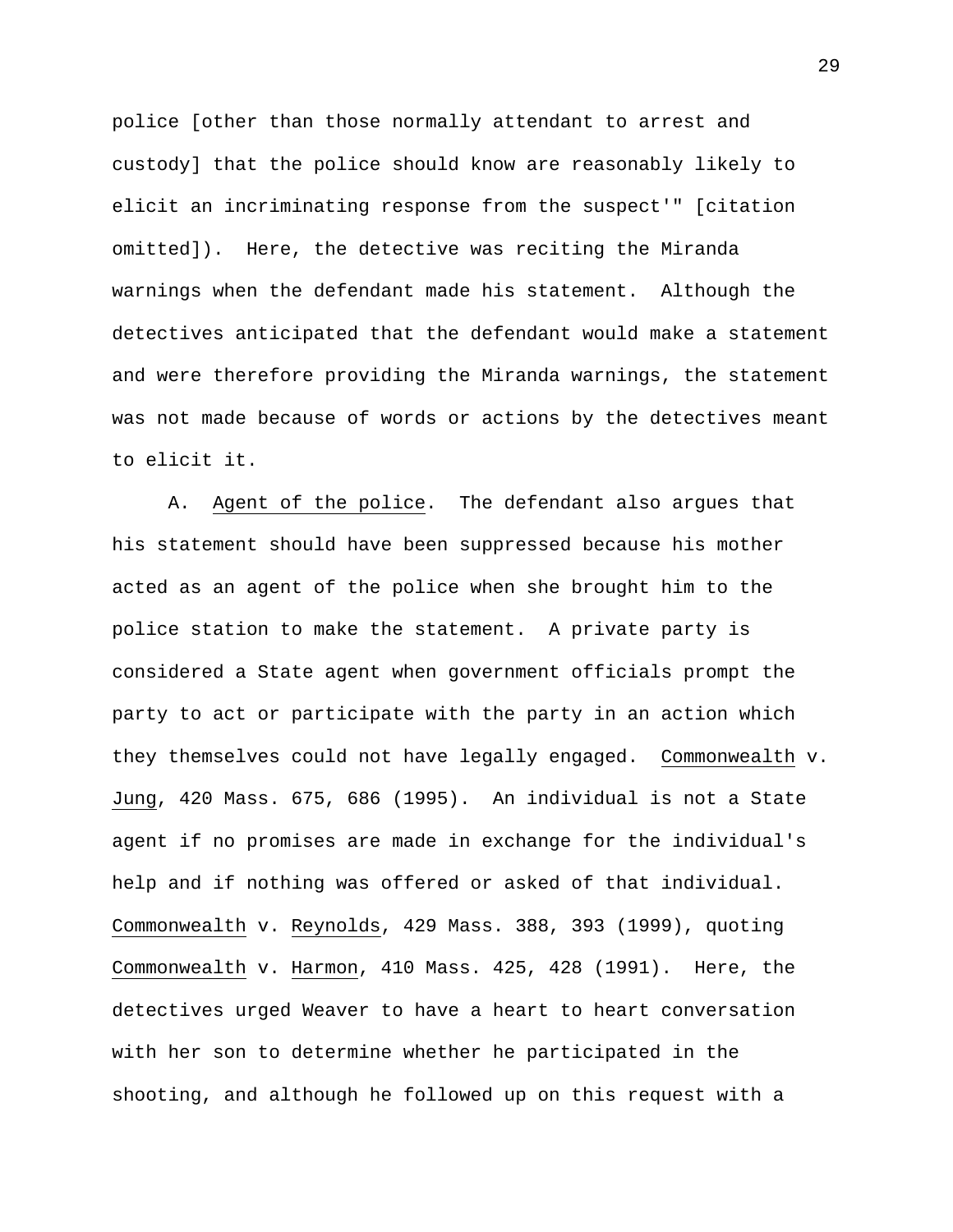police [other than those normally attendant to arrest and custody] that the police should know are reasonably likely to elicit an incriminating response from the suspect'" [citation omitted]). Here, the detective was reciting the Miranda warnings when the defendant made his statement. Although the detectives anticipated that the defendant would make a statement and were therefore providing the Miranda warnings, the statement was not made because of words or actions by the detectives meant to elicit it.

A. Agent of the police. The defendant also argues that his statement should have been suppressed because his mother acted as an agent of the police when she brought him to the police station to make the statement. A private party is considered a State agent when government officials prompt the party to act or participate with the party in an action which they themselves could not have legally engaged. Commonwealth v. Jung, 420 Mass. 675, 686 (1995). An individual is not a State agent if no promises are made in exchange for the individual's help and if nothing was offered or asked of that individual. Commonwealth v. Reynolds, 429 Mass. 388, 393 (1999), quoting Commonwealth v. Harmon, 410 Mass. 425, 428 (1991). Here, the detectives urged Weaver to have a heart to heart conversation with her son to determine whether he participated in the shooting, and although he followed up on this request with a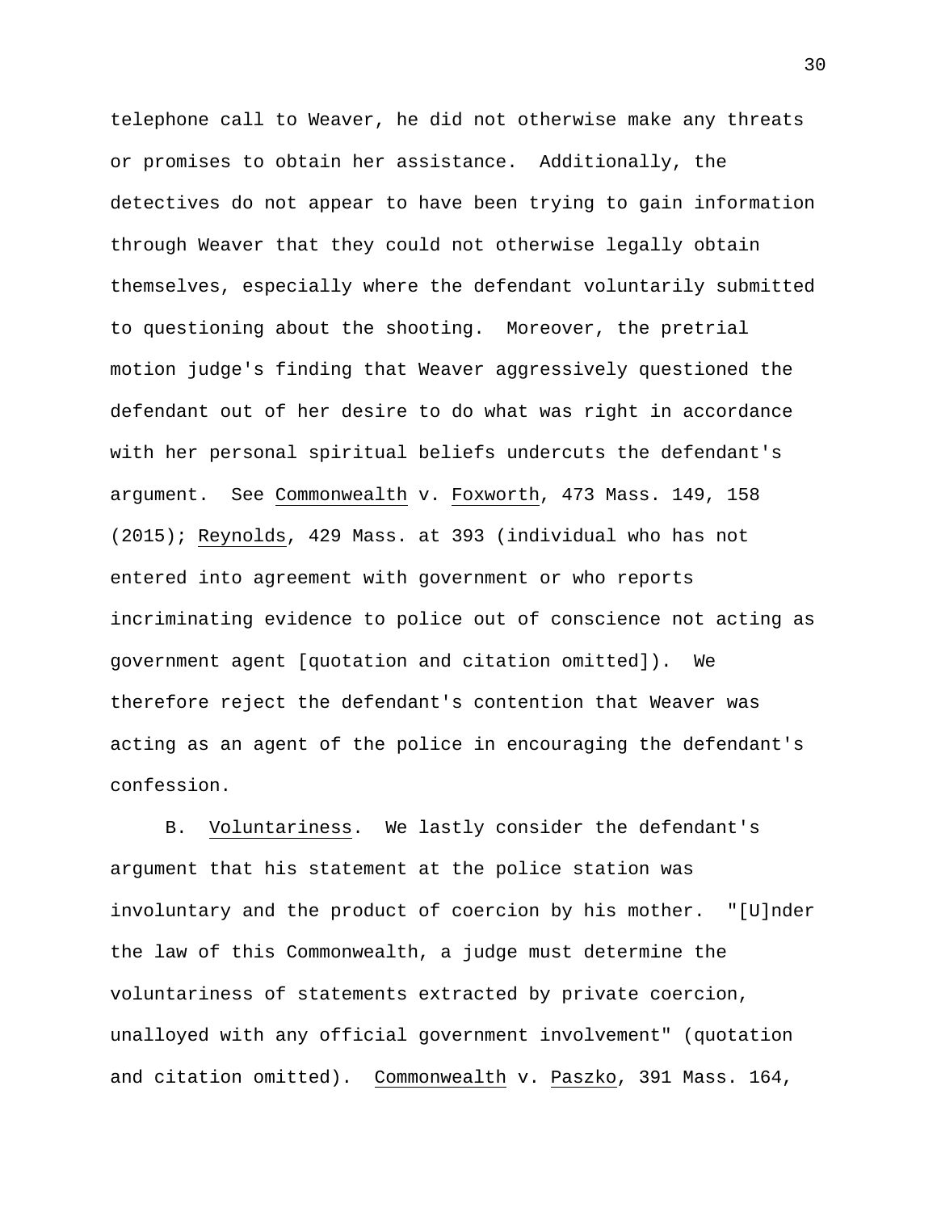telephone call to Weaver, he did not otherwise make any threats or promises to obtain her assistance. Additionally, the detectives do not appear to have been trying to gain information through Weaver that they could not otherwise legally obtain themselves, especially where the defendant voluntarily submitted to questioning about the shooting. Moreover, the pretrial motion judge's finding that Weaver aggressively questioned the defendant out of her desire to do what was right in accordance with her personal spiritual beliefs undercuts the defendant's argument. See Commonwealth v. Foxworth, 473 Mass. 149, 158 (2015); Reynolds, 429 Mass. at 393 (individual who has not entered into agreement with government or who reports incriminating evidence to police out of conscience not acting as government agent [quotation and citation omitted]). We therefore reject the defendant's contention that Weaver was acting as an agent of the police in encouraging the defendant's confession.

B. Voluntariness. We lastly consider the defendant's argument that his statement at the police station was involuntary and the product of coercion by his mother. "[U]nder the law of this Commonwealth, a judge must determine the voluntariness of statements extracted by private coercion, unalloyed with any official government involvement" (quotation and citation omitted). Commonwealth v. Paszko, 391 Mass. 164,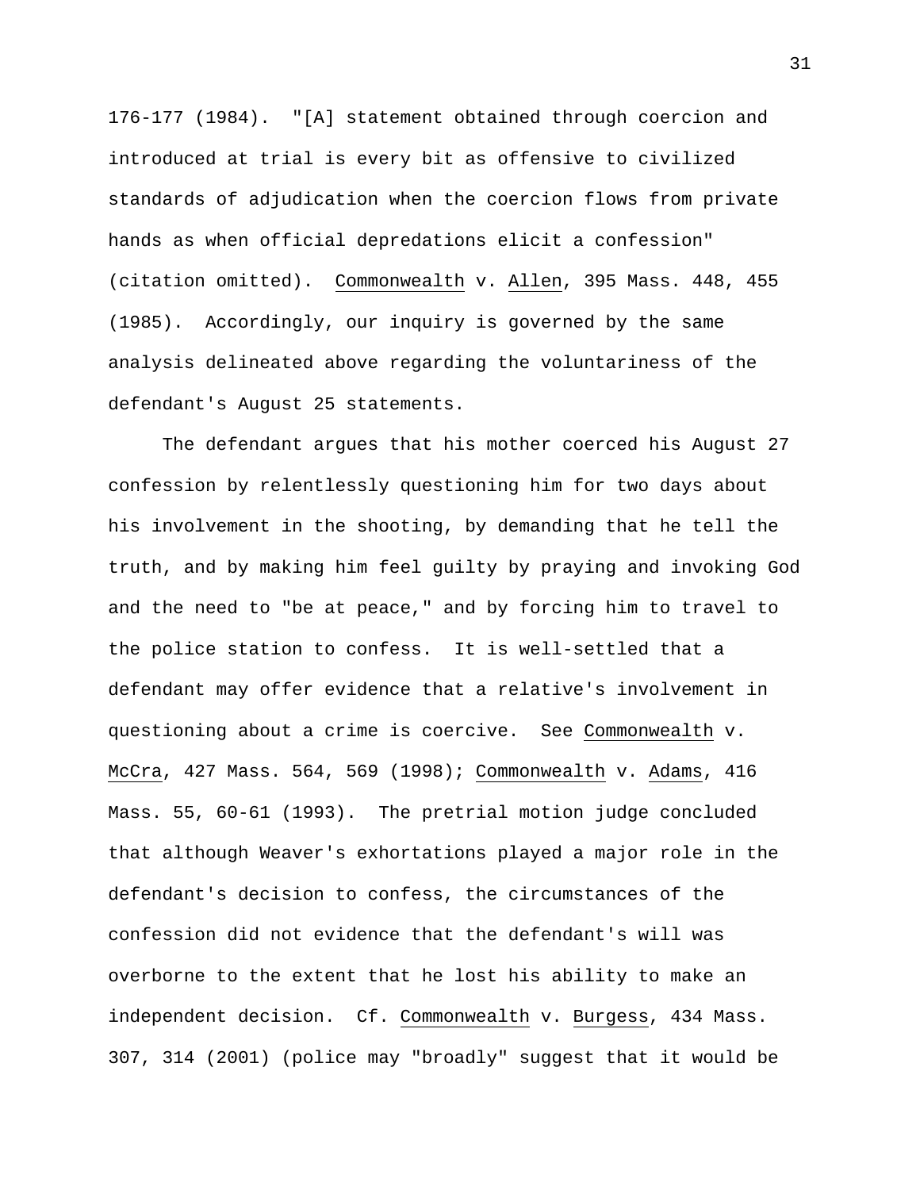176-177 (1984). "[A] statement obtained through coercion and introduced at trial is every bit as offensive to civilized standards of adjudication when the coercion flows from private hands as when official depredations elicit a confession" (citation omitted). Commonwealth v. Allen, 395 Mass. 448, 455 (1985). Accordingly, our inquiry is governed by the same analysis delineated above regarding the voluntariness of the defendant's August 25 statements.

The defendant argues that his mother coerced his August 27 confession by relentlessly questioning him for two days about his involvement in the shooting, by demanding that he tell the truth, and by making him feel guilty by praying and invoking God and the need to "be at peace," and by forcing him to travel to the police station to confess. It is well-settled that a defendant may offer evidence that a relative's involvement in questioning about a crime is coercive. See Commonwealth v. McCra, 427 Mass. 564, 569 (1998); Commonwealth v. Adams, 416 Mass. 55, 60-61 (1993). The pretrial motion judge concluded that although Weaver's exhortations played a major role in the defendant's decision to confess, the circumstances of the confession did not evidence that the defendant's will was overborne to the extent that he lost his ability to make an independent decision. Cf. Commonwealth v. Burgess, 434 Mass. 307, 314 (2001) (police may "broadly" suggest that it would be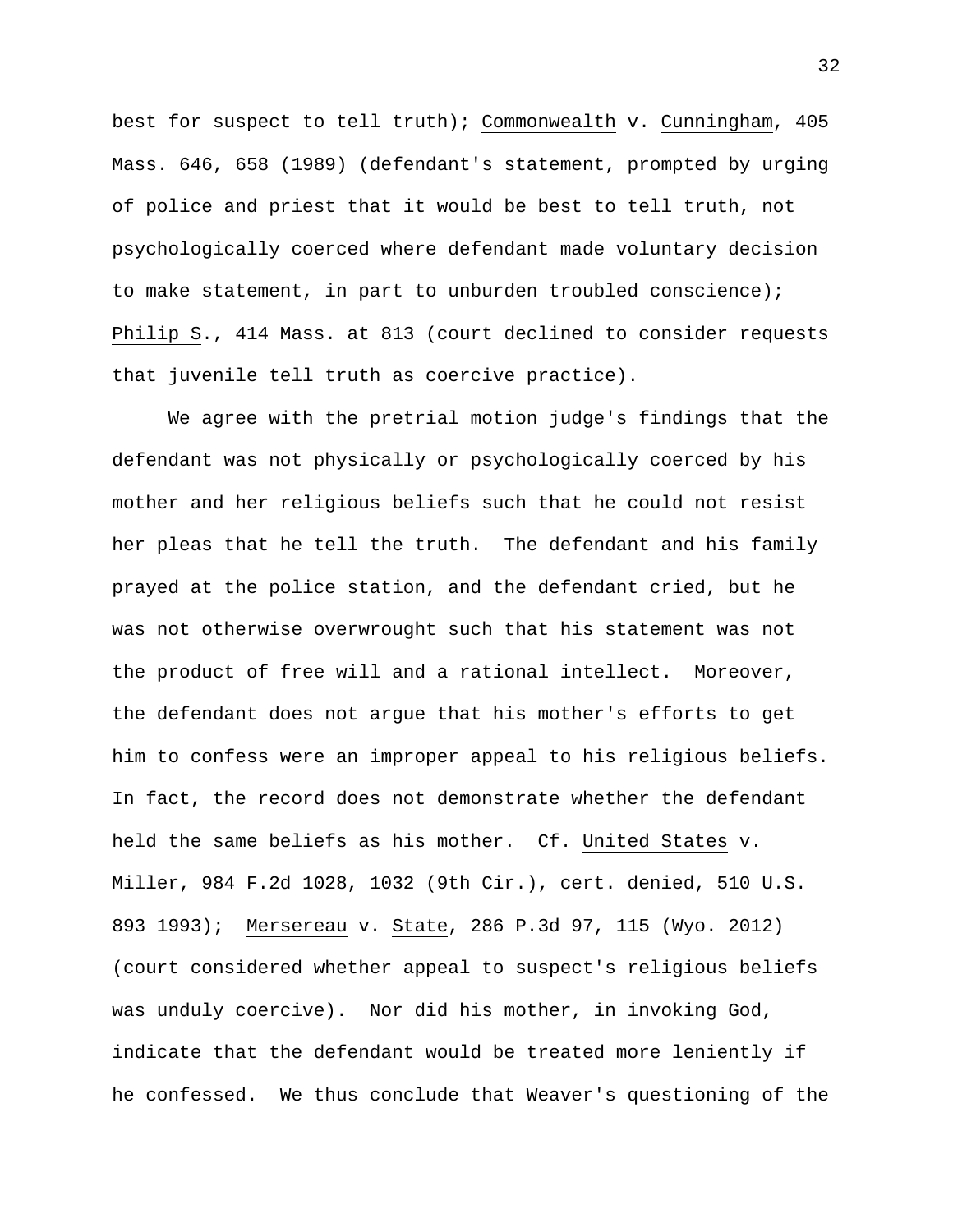best for suspect to tell truth); Commonwealth v. Cunningham, 405 Mass. 646, 658 (1989) (defendant's statement, prompted by urging of police and priest that it would be best to tell truth, not psychologically coerced where defendant made voluntary decision to make statement, in part to unburden troubled conscience); Philip S., 414 Mass. at 813 (court declined to consider requests that juvenile tell truth as coercive practice).

We agree with the pretrial motion judge's findings that the defendant was not physically or psychologically coerced by his mother and her religious beliefs such that he could not resist her pleas that he tell the truth. The defendant and his family prayed at the police station, and the defendant cried, but he was not otherwise overwrought such that his statement was not the product of free will and a rational intellect. Moreover, the defendant does not argue that his mother's efforts to get him to confess were an improper appeal to his religious beliefs. In fact, the record does not demonstrate whether the defendant held the same beliefs as his mother. Cf. United States v. Miller, 984 F.2d 1028, 1032 (9th Cir.), cert. denied, 510 U.S. 893 1993); Mersereau v. State, 286 P.3d 97, 115 (Wyo. 2012) (court considered whether appeal to suspect's religious beliefs was unduly coercive). Nor did his mother, in invoking God, indicate that the defendant would be treated more leniently if he confessed. We thus conclude that Weaver's questioning of the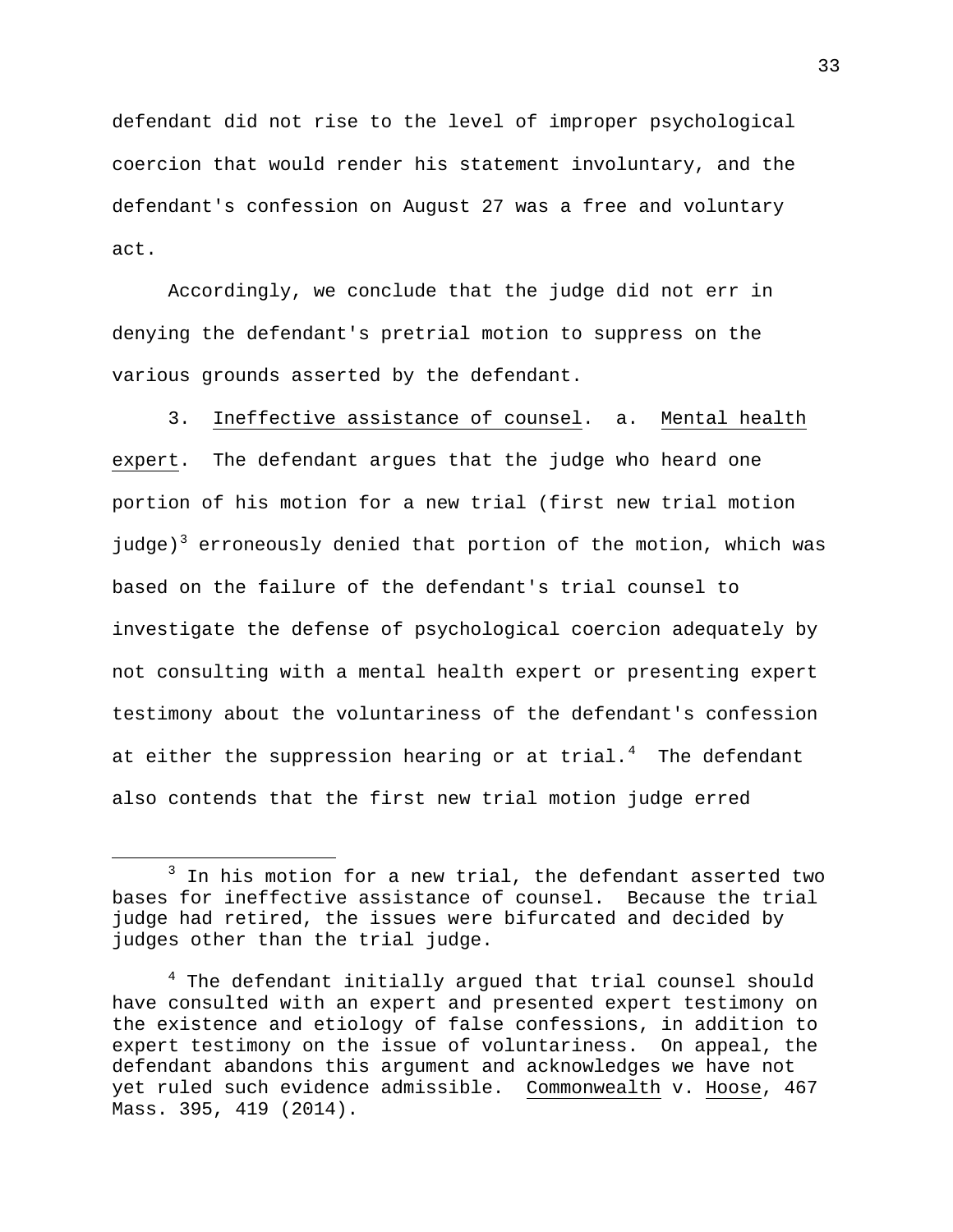defendant did not rise to the level of improper psychological coercion that would render his statement involuntary, and the defendant's confession on August 27 was a free and voluntary act.

Accordingly, we conclude that the judge did not err in denying the defendant's pretrial motion to suppress on the various grounds asserted by the defendant.

3. Ineffective assistance of counsel. a. Mental health expert. The defendant argues that the judge who heard one portion of his motion for a new trial (first new trial motion judge)[3] erroneously denied that portion of the motion, which was based on the failure of the defendant's trial counsel to investigate the defense of psychological coercion adequately by not consulting with a mental health expert or presenting expert testimony about the voluntariness of the defendant's confession at either the suppression hearing or at trial.[4] The defendant also contends that the first new trial motion judge erred

---

[3] In his motion for a new trial, the defendant asserted two bases for ineffective assistance of counsel. Because the trial judge had retired, the issues were bifurcated and decided by judges other than the trial judge.

[4] The defendant initially argued that trial counsel should have consulted with an expert and presented expert testimony on the existence and etiology of false confessions, in addition to expert testimony on the issue of voluntariness. On appeal, the defendant abandons this argument and acknowledges we have not yet ruled such evidence admissible. Commonwealth v. Hoose, 467 Mass. 395, 419 (2014).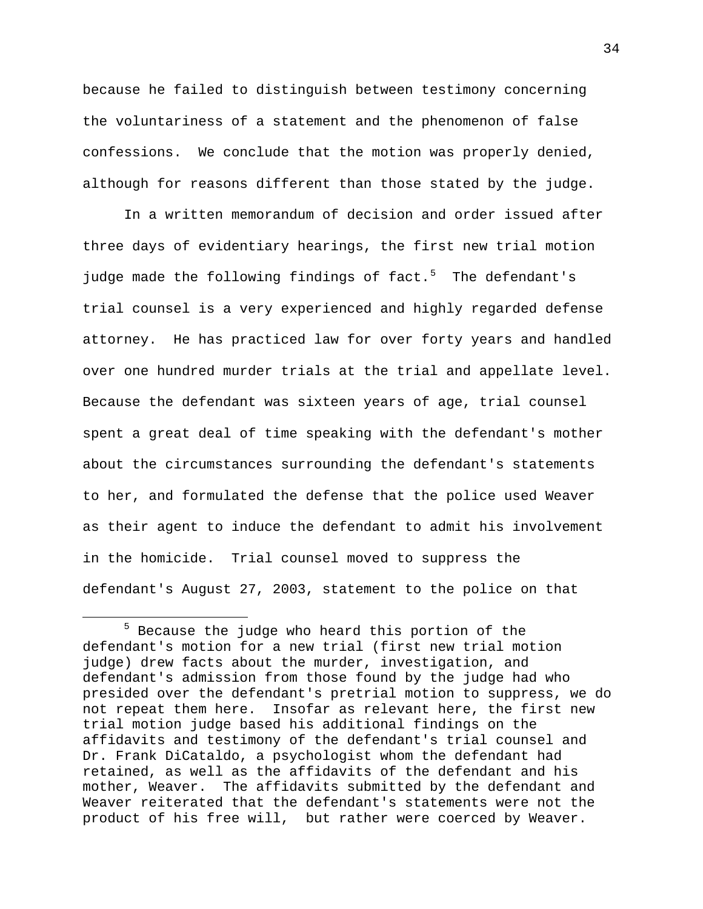because he failed to distinguish between testimony concerning the voluntariness of a statement and the phenomenon of false confessions. We conclude that the motion was properly denied, although for reasons different than those stated by the judge.

In a written memorandum of decision and order issued after three days of evidentiary hearings, the first new trial motion judge made the following findings of fact.[5] The defendant's trial counsel is a very experienced and highly regarded defense attorney. He has practiced law for over forty years and handled over one hundred murder trials at the trial and appellate level. Because the defendant was sixteen years of age, trial counsel spent a great deal of time speaking with the defendant's mother about the circumstances surrounding the defendant's statements to her, and formulated the defense that the police used Weaver as their agent to induce the defendant to admit his involvement in the homicide. Trial counsel moved to suppress the defendant's August 27, 2003, statement to the police on that

---

[5] Because the judge who heard this portion of the defendant's motion for a new trial (first new trial motion judge) drew facts about the murder, investigation, and defendant's admission from those found by the judge had who presided over the defendant's pretrial motion to suppress, we do not repeat them here. Insofar as relevant here, the first new trial motion judge based his additional findings on the affidavits and testimony of the defendant's trial counsel and Dr. Frank DiCataldo, a psychologist whom the defendant had retained, as well as the affidavits of the defendant and his mother, Weaver. The affidavits submitted by the defendant and Weaver reiterated that the defendant's statements were not the product of his free will, but rather were coerced by Weaver.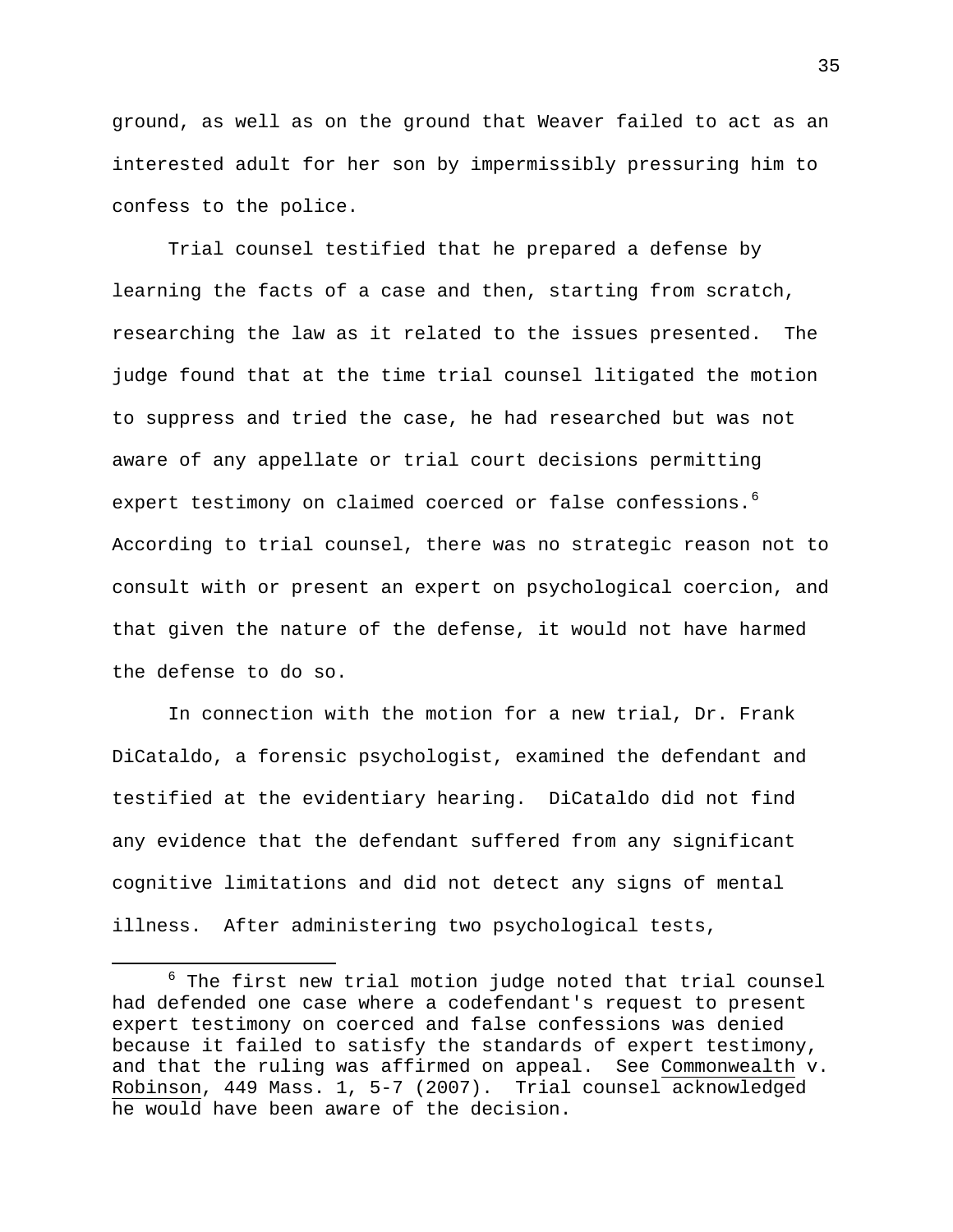ground, as well as on the ground that Weaver failed to act as an interested adult for her son by impermissibly pressuring him to confess to the police.

Trial counsel testified that he prepared a defense by learning the facts of a case and then, starting from scratch, researching the law as it related to the issues presented. The judge found that at the time trial counsel litigated the motion to suppress and tried the case, he had researched but was not aware of any appellate or trial court decisions permitting expert testimony on claimed coerced or false confessions.[6] According to trial counsel, there was no strategic reason not to consult with or present an expert on psychological coercion, and that given the nature of the defense, it would not have harmed the defense to do so.

In connection with the motion for a new trial, Dr. Frank DiCataldo, a forensic psychologist, examined the defendant and testified at the evidentiary hearing. DiCataldo did not find any evidence that the defendant suffered from any significant cognitive limitations and did not detect any signs of mental illness. After administering two psychological tests,

---

[6] The first new trial motion judge noted that trial counsel had defended one case where a codefendant's request to present expert testimony on coerced and false confessions was denied because it failed to satisfy the standards of expert testimony, and that the ruling was affirmed on appeal. See Commonwealth v. Robinson, 449 Mass. 1, 5-7 (2007). Trial counsel acknowledged he would have been aware of the decision.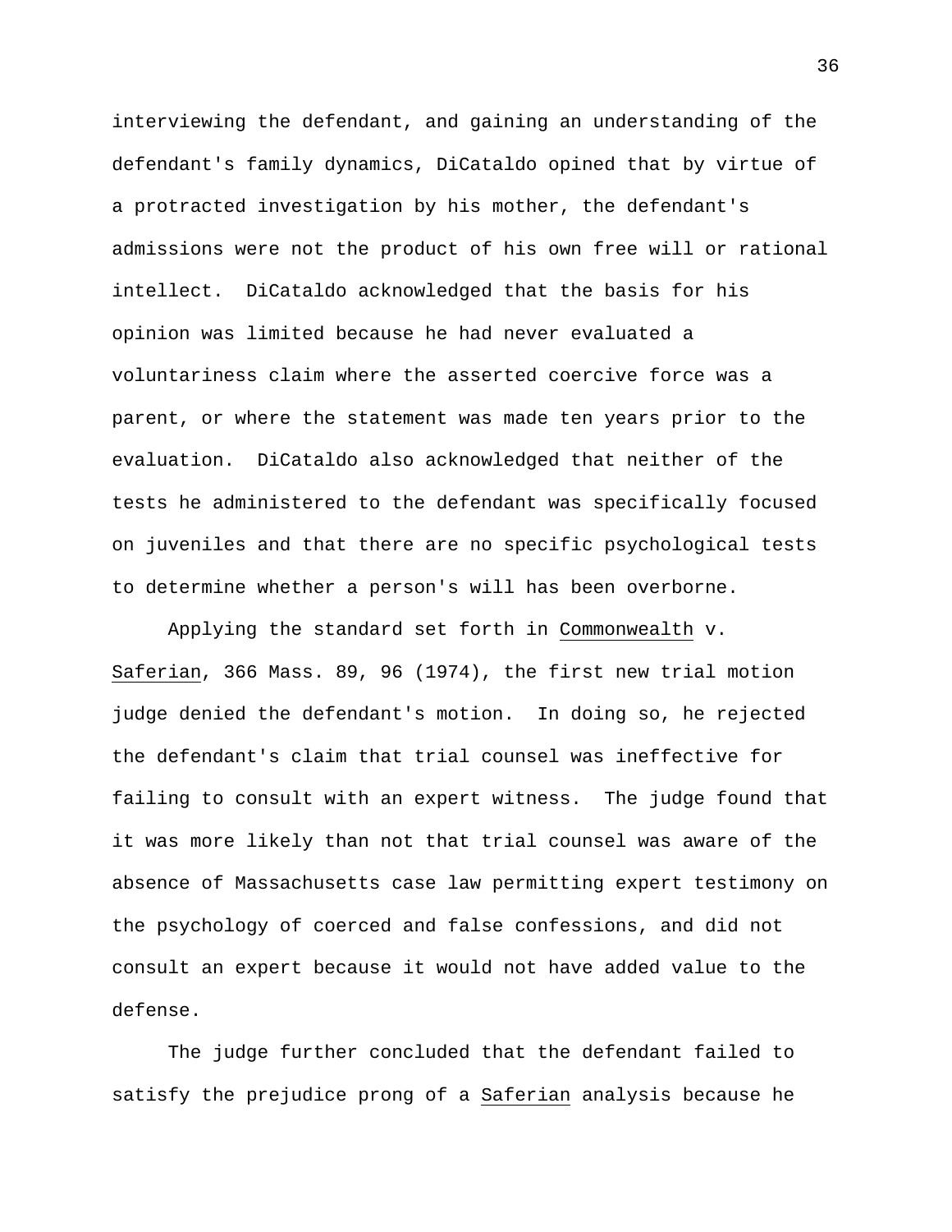interviewing the defendant, and gaining an understanding of the defendant's family dynamics, DiCataldo opined that by virtue of a protracted investigation by his mother, the defendant's admissions were not the product of his own free will or rational intellect. DiCataldo acknowledged that the basis for his opinion was limited because he had never evaluated a voluntariness claim where the asserted coercive force was a parent, or where the statement was made ten years prior to the evaluation. DiCataldo also acknowledged that neither of the tests he administered to the defendant was specifically focused on juveniles and that there are no specific psychological tests to determine whether a person's will has been overborne.

Applying the standard set forth in Commonwealth v. Saferian, 366 Mass. 89, 96 (1974), the first new trial motion judge denied the defendant's motion. In doing so, he rejected the defendant's claim that trial counsel was ineffective for failing to consult with an expert witness. The judge found that it was more likely than not that trial counsel was aware of the absence of Massachusetts case law permitting expert testimony on the psychology of coerced and false confessions, and did not consult an expert because it would not have added value to the defense.

The judge further concluded that the defendant failed to satisfy the prejudice prong of a Saferian analysis because he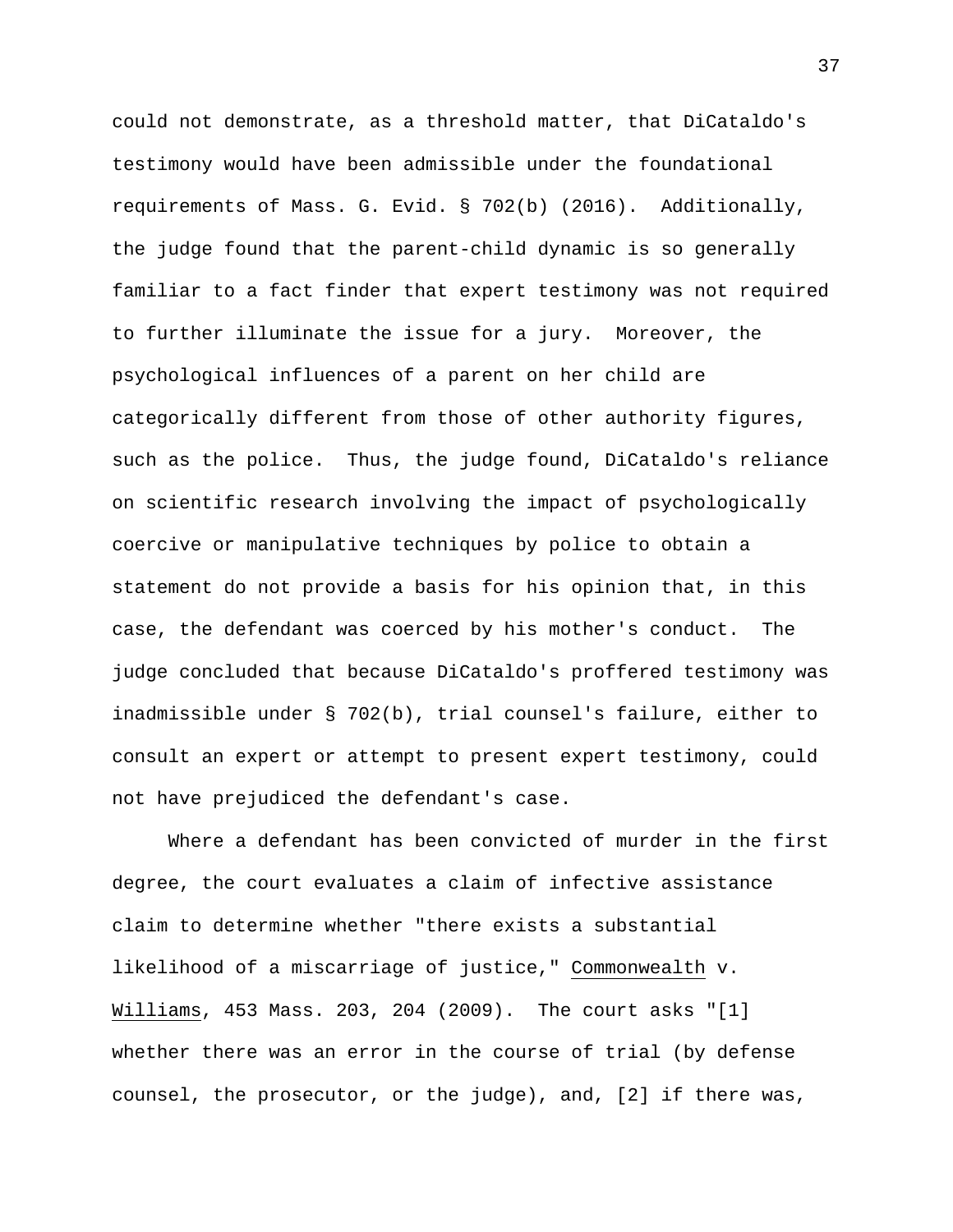could not demonstrate, as a threshold matter, that DiCataldo's testimony would have been admissible under the foundational requirements of Mass. G. Evid. § 702(b) (2016). Additionally, the judge found that the parent-child dynamic is so generally familiar to a fact finder that expert testimony was not required to further illuminate the issue for a jury. Moreover, the psychological influences of a parent on her child are categorically different from those of other authority figures, such as the police. Thus, the judge found, DiCataldo's reliance on scientific research involving the impact of psychologically coercive or manipulative techniques by police to obtain a statement do not provide a basis for his opinion that, in this case, the defendant was coerced by his mother's conduct. The judge concluded that because DiCataldo's proffered testimony was inadmissible under § 702(b), trial counsel's failure, either to consult an expert or attempt to present expert testimony, could not have prejudiced the defendant's case.

Where a defendant has been convicted of murder in the first degree, the court evaluates a claim of infective assistance claim to determine whether "there exists a substantial likelihood of a miscarriage of justice," Commonwealth v. Williams, 453 Mass. 203, 204 (2009). The court asks "[1] whether there was an error in the course of trial (by defense counsel, the prosecutor, or the judge), and, [2] if there was,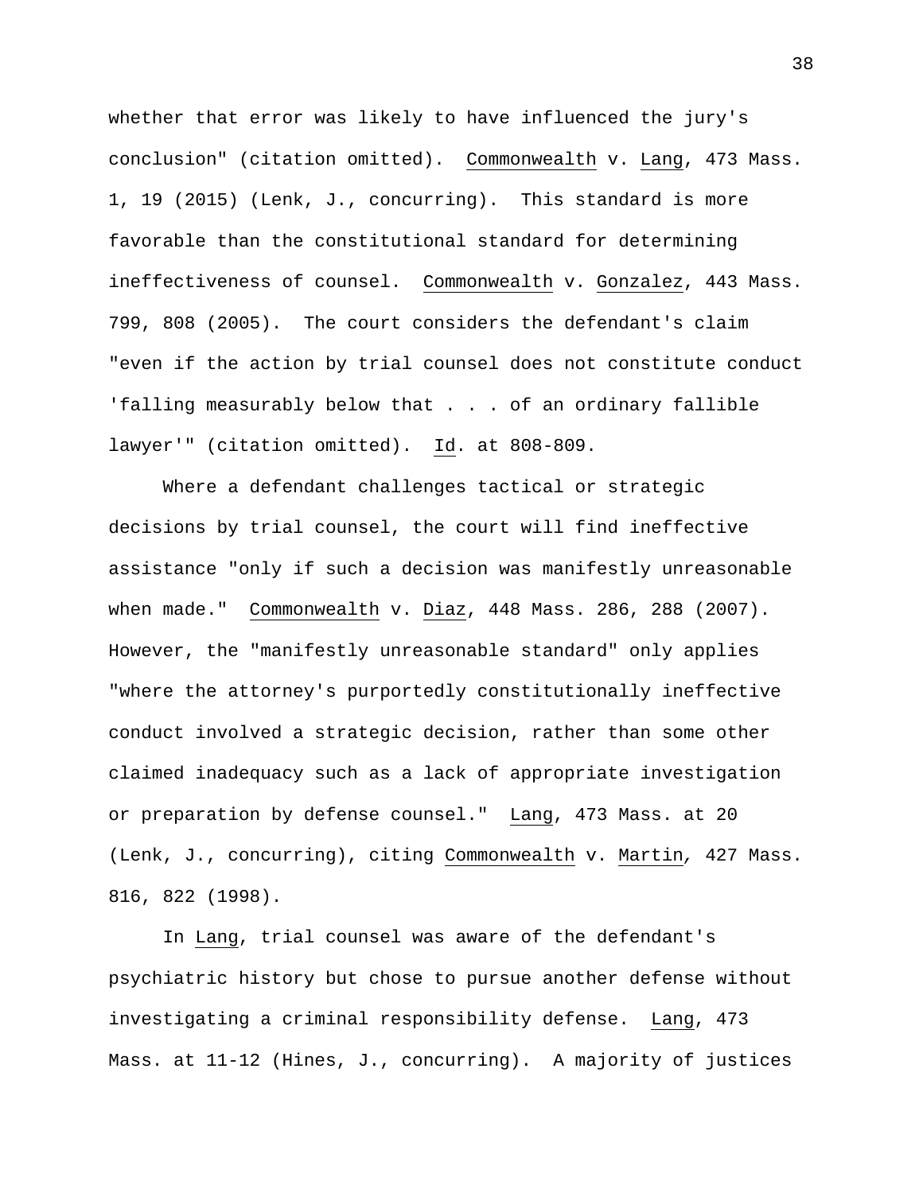whether that error was likely to have influenced the jury's conclusion" (citation omitted). Commonwealth v. Lang, 473 Mass. 1, 19 (2015) (Lenk, J., concurring). This standard is more favorable than the constitutional standard for determining ineffectiveness of counsel. Commonwealth v. Gonzalez, 443 Mass. 799, 808 (2005). The court considers the defendant's claim "even if the action by trial counsel does not constitute conduct 'falling measurably below that . . . of an ordinary fallible lawyer'" (citation omitted). Id. at 808-809.

Where a defendant challenges tactical or strategic decisions by trial counsel, the court will find ineffective assistance "only if such a decision was manifestly unreasonable when made." Commonwealth v. Diaz, 448 Mass. 286, 288 (2007). However, the "manifestly unreasonable standard" only applies "where the attorney's purportedly constitutionally ineffective conduct involved a strategic decision, rather than some other claimed inadequacy such as a lack of appropriate investigation or preparation by defense counsel." Lang, 473 Mass. at 20 (Lenk, J., concurring), citing Commonwealth v. Martin, 427 Mass. 816, 822 (1998).

In Lang, trial counsel was aware of the defendant's psychiatric history but chose to pursue another defense without investigating a criminal responsibility defense. Lang, 473 Mass. at 11-12 (Hines, J., concurring). A majority of justices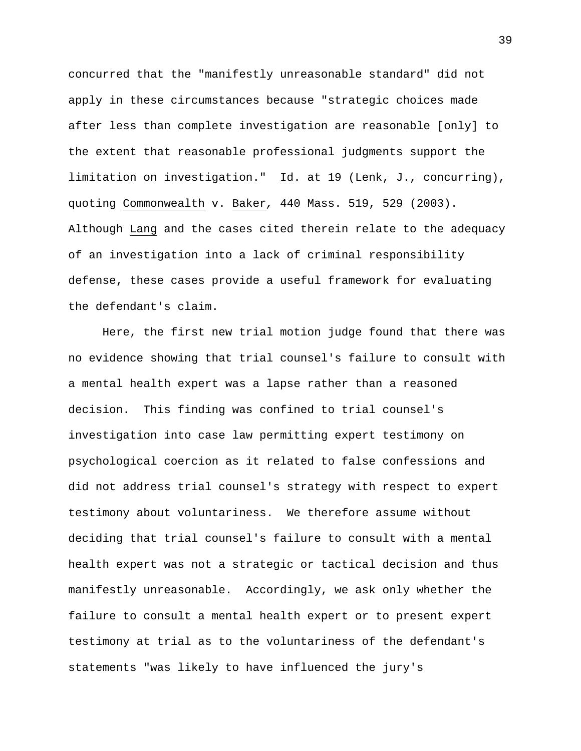concurred that the "manifestly unreasonable standard" did not apply in these circumstances because "strategic choices made after less than complete investigation are reasonable [only] to the extent that reasonable professional judgments support the limitation on investigation." Id. at 19 (Lenk, J., concurring), quoting Commonwealth v. Baker, 440 Mass. 519, 529 (2003). Although Lang and the cases cited therein relate to the adequacy of an investigation into a lack of criminal responsibility defense, these cases provide a useful framework for evaluating the defendant's claim.

Here, the first new trial motion judge found that there was no evidence showing that trial counsel's failure to consult with a mental health expert was a lapse rather than a reasoned decision. This finding was confined to trial counsel's investigation into case law permitting expert testimony on psychological coercion as it related to false confessions and did not address trial counsel's strategy with respect to expert testimony about voluntariness. We therefore assume without deciding that trial counsel's failure to consult with a mental health expert was not a strategic or tactical decision and thus manifestly unreasonable. Accordingly, we ask only whether the failure to consult a mental health expert or to present expert testimony at trial as to the voluntariness of the defendant's statements "was likely to have influenced the jury's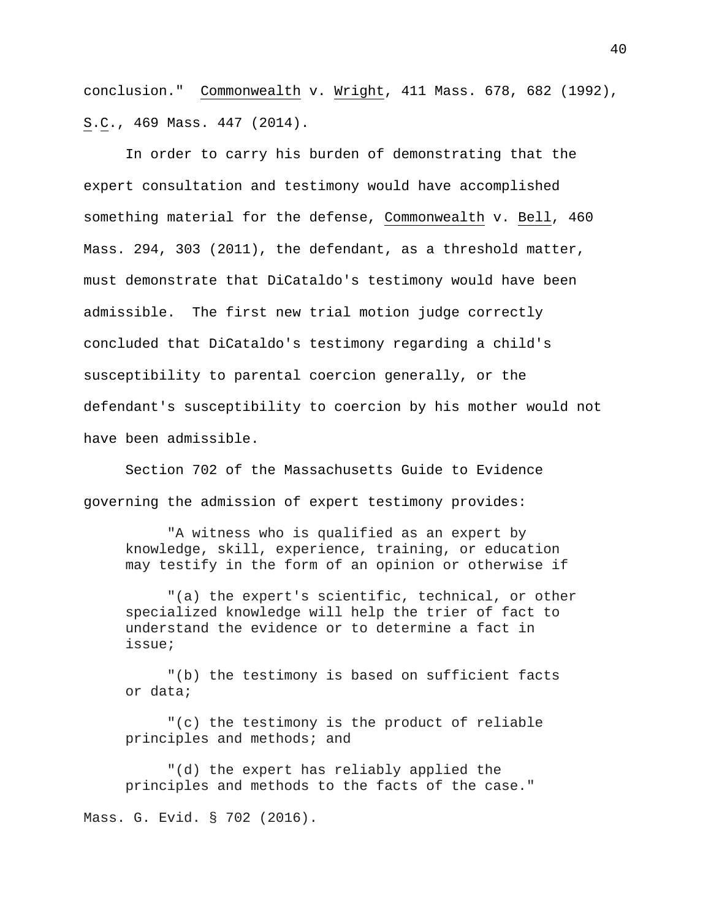conclusion." Commonwealth v. Wright, 411 Mass. 678, 682 (1992), S.C., 469 Mass. 447 (2014).

In order to carry his burden of demonstrating that the expert consultation and testimony would have accomplished something material for the defense, Commonwealth v. Bell, 460 Mass. 294, 303 (2011), the defendant, as a threshold matter, must demonstrate that DiCataldo's testimony would have been admissible. The first new trial motion judge correctly concluded that DiCataldo's testimony regarding a child's susceptibility to parental coercion generally, or the defendant's susceptibility to coercion by his mother would not have been admissible.

Section 702 of the Massachusetts Guide to Evidence governing the admission of expert testimony provides:

> "A witness who is qualified as an expert by knowledge, skill, experience, training, or education may testify in the form of an opinion or otherwise if
>
> "(a) the expert's scientific, technical, or other specialized knowledge will help the trier of fact to understand the evidence or to determine a fact in issue;
>
> "(b) the testimony is based on sufficient facts or data;
>
> "(c) the testimony is the product of reliable principles and methods; and
>
> "(d) the expert has reliably applied the principles and methods to the facts of the case."

Mass. G. Evid. § 702 (2016).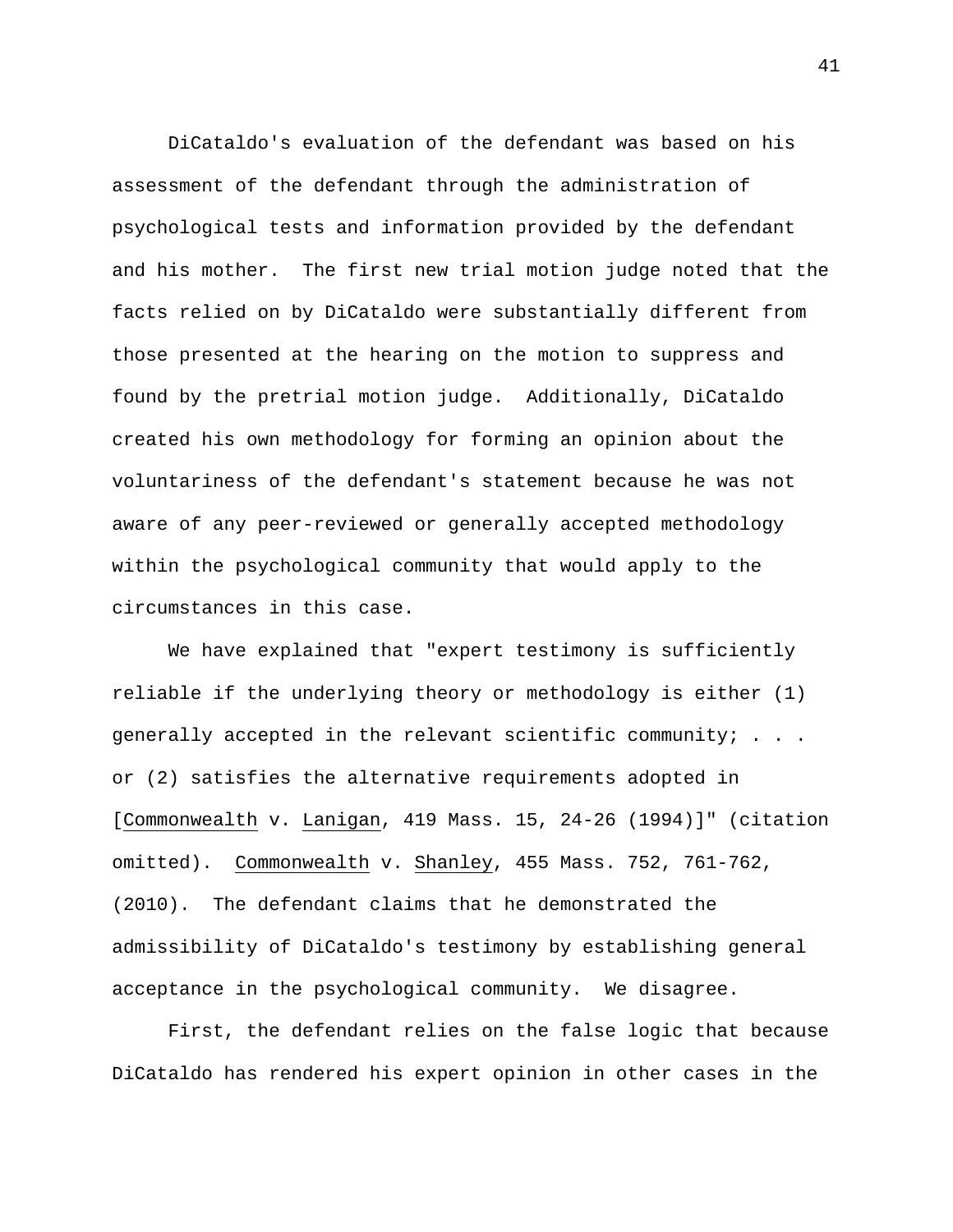DiCataldo's evaluation of the defendant was based on his assessment of the defendant through the administration of psychological tests and information provided by the defendant and his mother. The first new trial motion judge noted that the facts relied on by DiCataldo were substantially different from those presented at the hearing on the motion to suppress and found by the pretrial motion judge. Additionally, DiCataldo created his own methodology for forming an opinion about the voluntariness of the defendant's statement because he was not aware of any peer-reviewed or generally accepted methodology within the psychological community that would apply to the circumstances in this case.

We have explained that "expert testimony is sufficiently reliable if the underlying theory or methodology is either (1) generally accepted in the relevant scientific community; . . . or (2) satisfies the alternative requirements adopted in [Commonwealth v. Lanigan, 419 Mass. 15, 24-26 (1994)]" (citation omitted). Commonwealth v. Shanley, 455 Mass. 752, 761-762, (2010). The defendant claims that he demonstrated the admissibility of DiCataldo's testimony by establishing general acceptance in the psychological community. We disagree.

First, the defendant relies on the false logic that because DiCataldo has rendered his expert opinion in other cases in the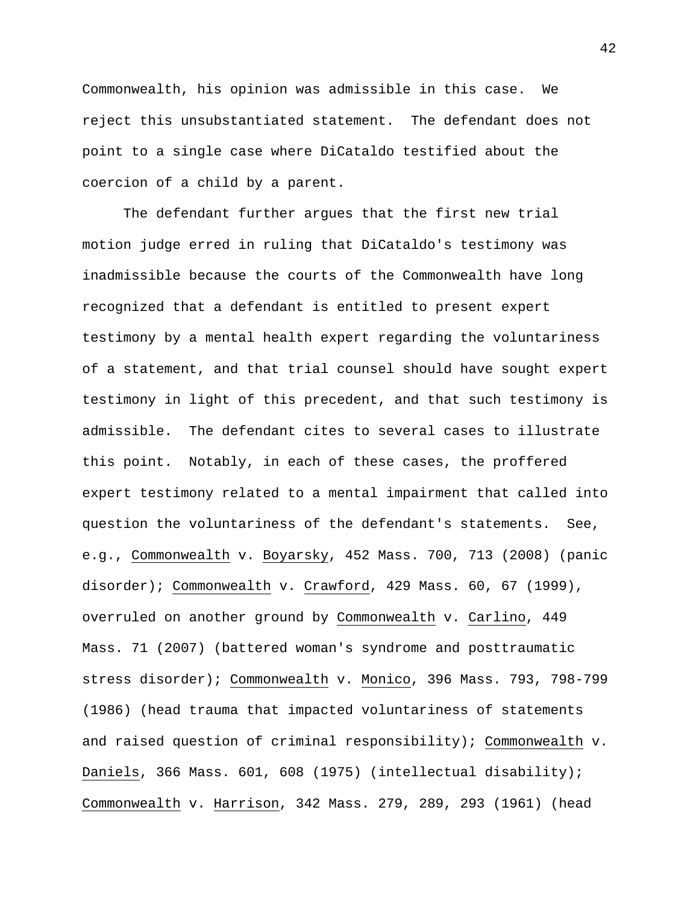Commonwealth, his opinion was admissible in this case. We reject this unsubstantiated statement. The defendant does not point to a single case where DiCataldo testified about the coercion of a child by a parent.

The defendant further argues that the first new trial motion judge erred in ruling that DiCataldo's testimony was inadmissible because the courts of the Commonwealth have long recognized that a defendant is entitled to present expert testimony by a mental health expert regarding the voluntariness of a statement, and that trial counsel should have sought expert testimony in light of this precedent, and that such testimony is admissible. The defendant cites to several cases to illustrate this point. Notably, in each of these cases, the proffered expert testimony related to a mental impairment that called into question the voluntariness of the defendant's statements. See, e.g., Commonwealth v. Boyarsky, 452 Mass. 700, 713 (2008) (panic disorder); Commonwealth v. Crawford, 429 Mass. 60, 67 (1999), overruled on another ground by Commonwealth v. Carlino, 449 Mass. 71 (2007) (battered woman's syndrome and posttraumatic stress disorder); Commonwealth v. Monico, 396 Mass. 793, 798-799 (1986) (head trauma that impacted voluntariness of statements and raised question of criminal responsibility); Commonwealth v. Daniels, 366 Mass. 601, 608 (1975) (intellectual disability); Commonwealth v. Harrison, 342 Mass. 279, 289, 293 (1961) (head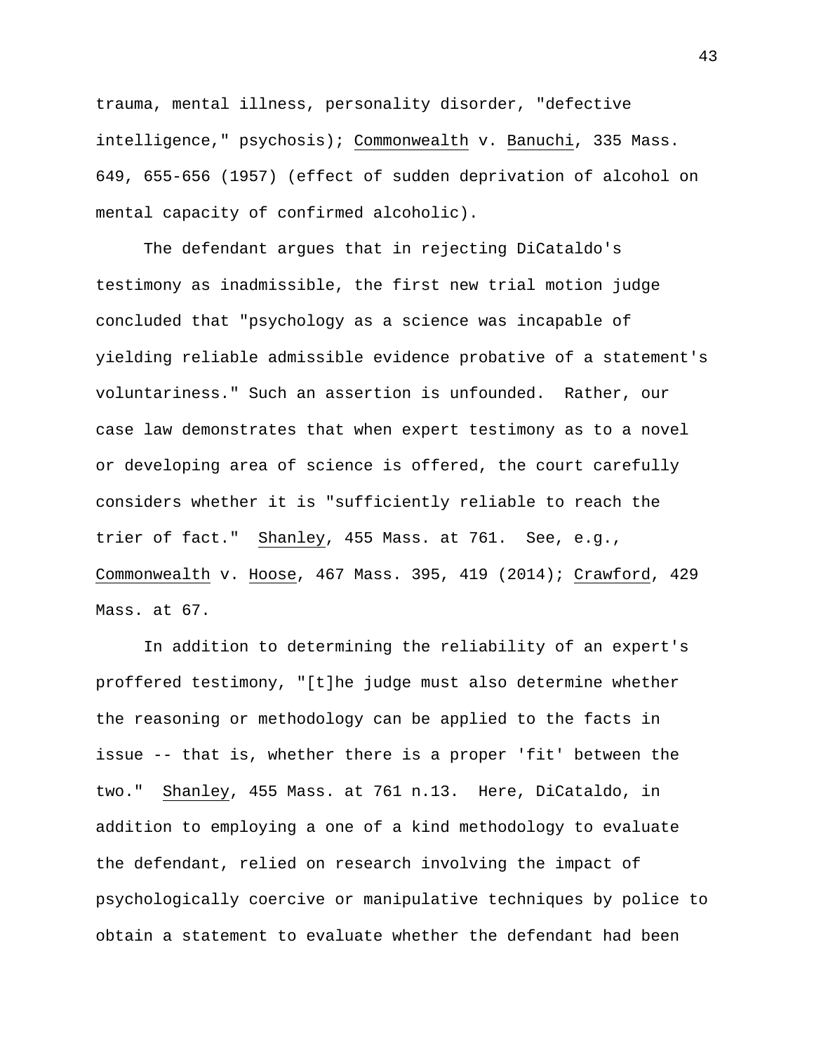trauma, mental illness, personality disorder, "defective intelligence," psychosis); Commonwealth v. Banuchi, 335 Mass. 649, 655-656 (1957) (effect of sudden deprivation of alcohol on mental capacity of confirmed alcoholic).

The defendant argues that in rejecting DiCataldo's testimony as inadmissible, the first new trial motion judge concluded that "psychology as a science was incapable of yielding reliable admissible evidence probative of a statement's voluntariness." Such an assertion is unfounded. Rather, our case law demonstrates that when expert testimony as to a novel or developing area of science is offered, the court carefully considers whether it is "sufficiently reliable to reach the trier of fact." Shanley, 455 Mass. at 761. See, e.g., Commonwealth v. Hoose, 467 Mass. 395, 419 (2014); Crawford, 429 Mass. at 67.

In addition to determining the reliability of an expert's proffered testimony, "[t]he judge must also determine whether the reasoning or methodology can be applied to the facts in issue -- that is, whether there is a proper 'fit' between the two." Shanley, 455 Mass. at 761 n.13. Here, DiCataldo, in addition to employing a one of a kind methodology to evaluate the defendant, relied on research involving the impact of psychologically coercive or manipulative techniques by police to obtain a statement to evaluate whether the defendant had been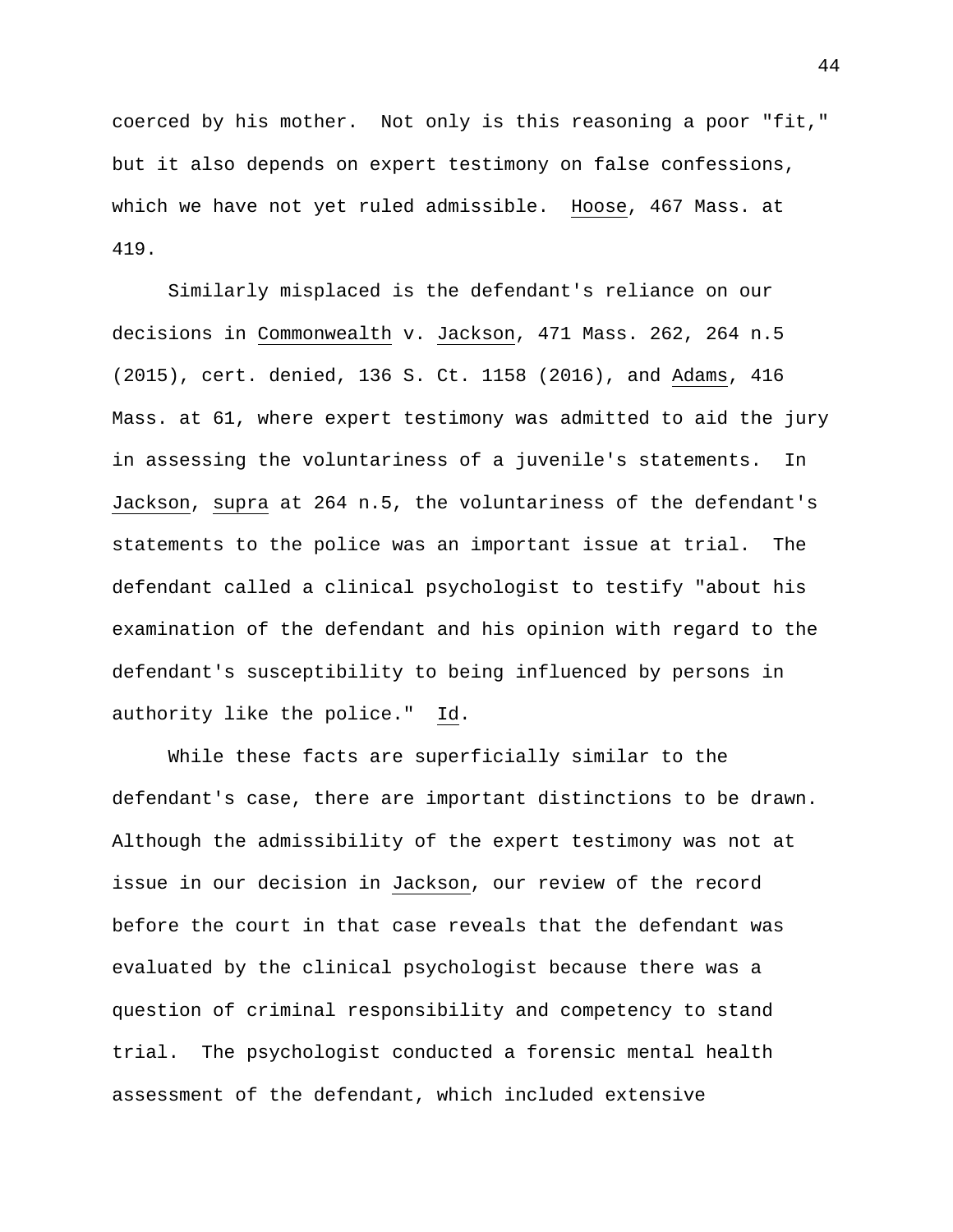coerced by his mother. Not only is this reasoning a poor "fit," but it also depends on expert testimony on false confessions, which we have not yet ruled admissible. Hoose, 467 Mass. at 419.

Similarly misplaced is the defendant's reliance on our decisions in Commonwealth v. Jackson, 471 Mass. 262, 264 n.5 (2015), cert. denied, 136 S. Ct. 1158 (2016), and Adams, 416 Mass. at 61, where expert testimony was admitted to aid the jury in assessing the voluntariness of a juvenile's statements. In Jackson, supra at 264 n.5, the voluntariness of the defendant's statements to the police was an important issue at trial. The defendant called a clinical psychologist to testify "about his examination of the defendant and his opinion with regard to the defendant's susceptibility to being influenced by persons in authority like the police." Id.

While these facts are superficially similar to the defendant's case, there are important distinctions to be drawn. Although the admissibility of the expert testimony was not at issue in our decision in Jackson, our review of the record before the court in that case reveals that the defendant was evaluated by the clinical psychologist because there was a question of criminal responsibility and competency to stand trial. The psychologist conducted a forensic mental health assessment of the defendant, which included extensive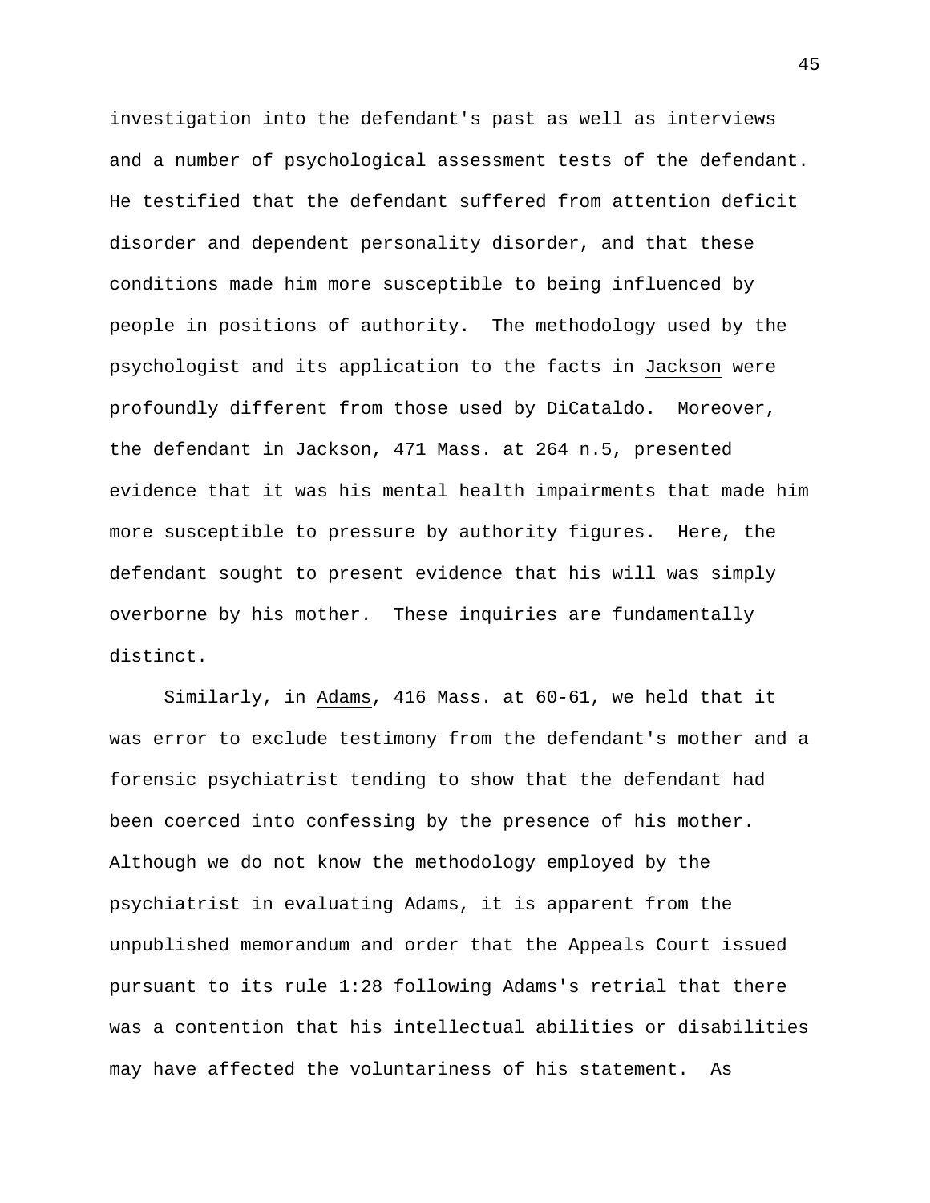investigation into the defendant's past as well as interviews and a number of psychological assessment tests of the defendant. He testified that the defendant suffered from attention deficit disorder and dependent personality disorder, and that these conditions made him more susceptible to being influenced by people in positions of authority. The methodology used by the psychologist and its application to the facts in Jackson were profoundly different from those used by DiCataldo. Moreover, the defendant in Jackson, 471 Mass. at 264 n.5, presented evidence that it was his mental health impairments that made him more susceptible to pressure by authority figures. Here, the defendant sought to present evidence that his will was simply overborne by his mother. These inquiries are fundamentally distinct.

Similarly, in Adams, 416 Mass. at 60-61, we held that it was error to exclude testimony from the defendant's mother and a forensic psychiatrist tending to show that the defendant had been coerced into confessing by the presence of his mother. Although we do not know the methodology employed by the psychiatrist in evaluating Adams, it is apparent from the unpublished memorandum and order that the Appeals Court issued pursuant to its rule 1:28 following Adams's retrial that there was a contention that his intellectual abilities or disabilities may have affected the voluntariness of his statement. As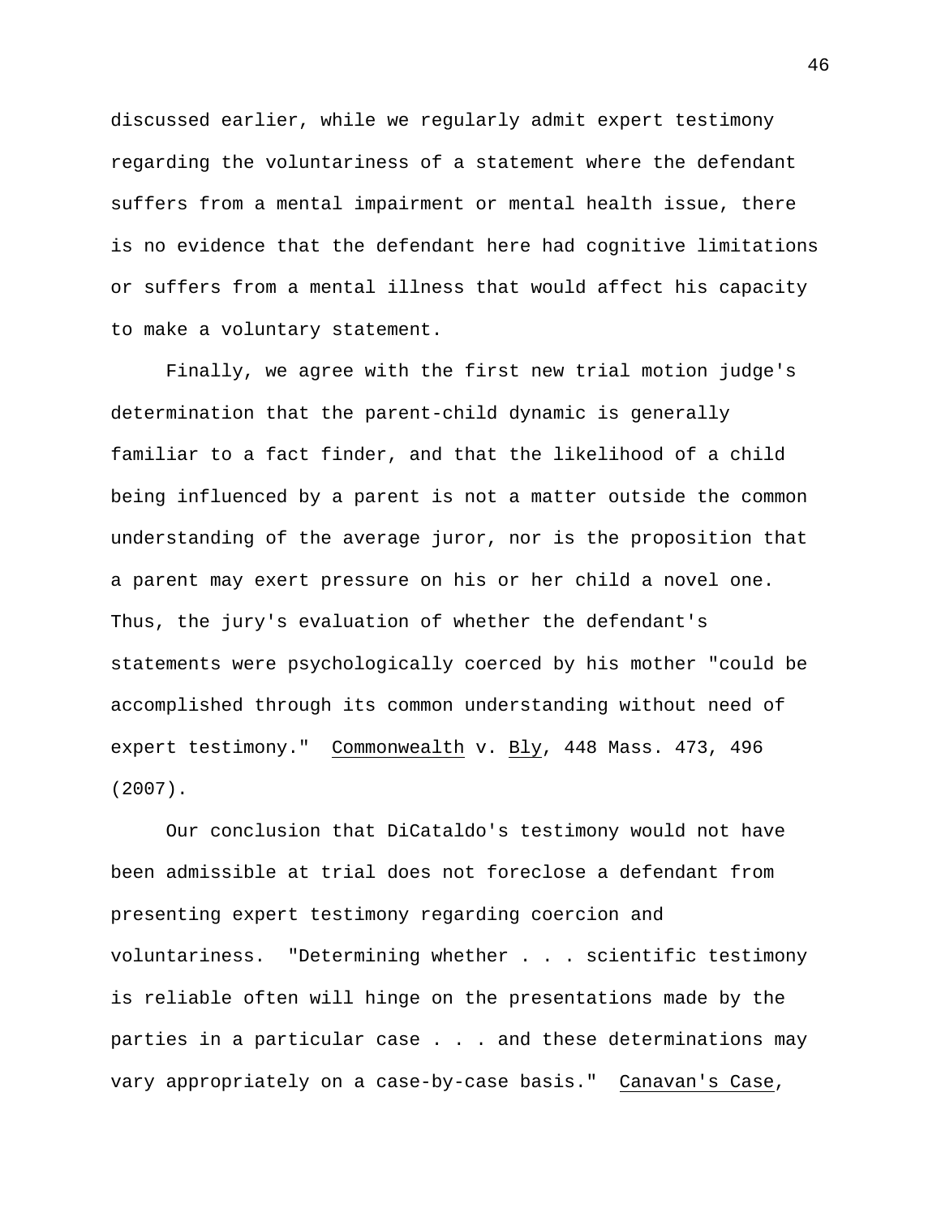discussed earlier, while we regularly admit expert testimony regarding the voluntariness of a statement where the defendant suffers from a mental impairment or mental health issue, there is no evidence that the defendant here had cognitive limitations or suffers from a mental illness that would affect his capacity to make a voluntary statement.

Finally, we agree with the first new trial motion judge's determination that the parent-child dynamic is generally familiar to a fact finder, and that the likelihood of a child being influenced by a parent is not a matter outside the common understanding of the average juror, nor is the proposition that a parent may exert pressure on his or her child a novel one. Thus, the jury's evaluation of whether the defendant's statements were psychologically coerced by his mother "could be accomplished through its common understanding without need of expert testimony." Commonwealth v. Bly, 448 Mass. 473, 496 (2007).

Our conclusion that DiCataldo's testimony would not have been admissible at trial does not foreclose a defendant from presenting expert testimony regarding coercion and voluntariness. "Determining whether . . . scientific testimony is reliable often will hinge on the presentations made by the parties in a particular case . . . and these determinations may vary appropriately on a case-by-case basis." Canavan's Case,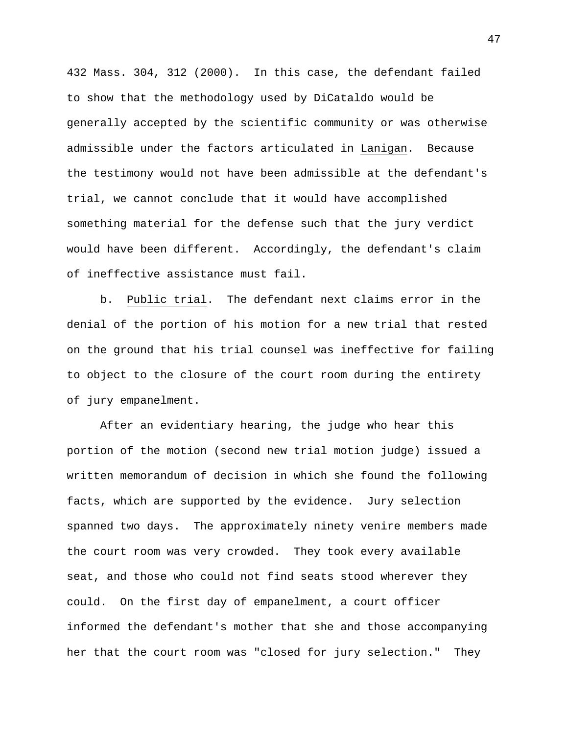432 Mass. 304, 312 (2000). In this case, the defendant failed to show that the methodology used by DiCataldo would be generally accepted by the scientific community or was otherwise admissible under the factors articulated in Lanigan. Because the testimony would not have been admissible at the defendant's trial, we cannot conclude that it would have accomplished something material for the defense such that the jury verdict would have been different. Accordingly, the defendant's claim of ineffective assistance must fail.

b. Public trial. The defendant next claims error in the denial of the portion of his motion for a new trial that rested on the ground that his trial counsel was ineffective for failing to object to the closure of the court room during the entirety of jury empanelment.

After an evidentiary hearing, the judge who hear this portion of the motion (second new trial motion judge) issued a written memorandum of decision in which she found the following facts, which are supported by the evidence. Jury selection spanned two days. The approximately ninety venire members made the court room was very crowded. They took every available seat, and those who could not find seats stood wherever they could. On the first day of empanelment, a court officer informed the defendant's mother that she and those accompanying her that the court room was "closed for jury selection." They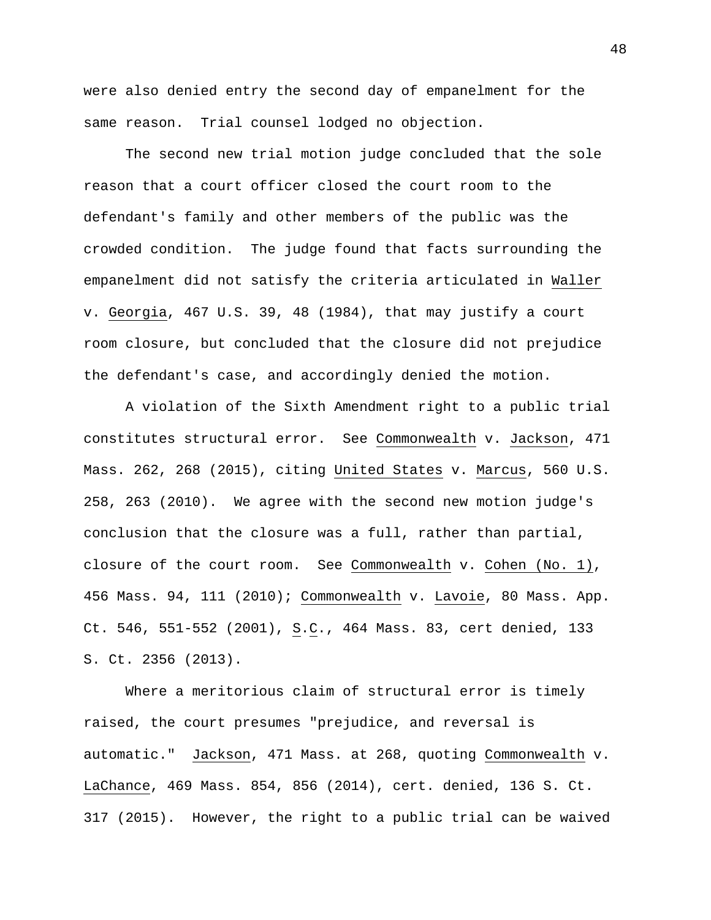were also denied entry the second day of empanelment for the same reason. Trial counsel lodged no objection.

The second new trial motion judge concluded that the sole reason that a court officer closed the court room to the defendant's family and other members of the public was the crowded condition. The judge found that facts surrounding the empanelment did not satisfy the criteria articulated in Waller v. Georgia, 467 U.S. 39, 48 (1984), that may justify a court room closure, but concluded that the closure did not prejudice the defendant's case, and accordingly denied the motion.

A violation of the Sixth Amendment right to a public trial constitutes structural error. See Commonwealth v. Jackson, 471 Mass. 262, 268 (2015), citing United States v. Marcus, 560 U.S. 258, 263 (2010). We agree with the second new motion judge's conclusion that the closure was a full, rather than partial, closure of the court room. See Commonwealth v. Cohen (No. 1), 456 Mass. 94, 111 (2010); Commonwealth v. Lavoie, 80 Mass. App. Ct. 546, 551-552 (2001), S.C., 464 Mass. 83, cert denied, 133 S. Ct. 2356 (2013).

Where a meritorious claim of structural error is timely raised, the court presumes "prejudice, and reversal is automatic." Jackson, 471 Mass. at 268, quoting Commonwealth v. LaChance, 469 Mass. 854, 856 (2014), cert. denied, 136 S. Ct. 317 (2015). However, the right to a public trial can be waived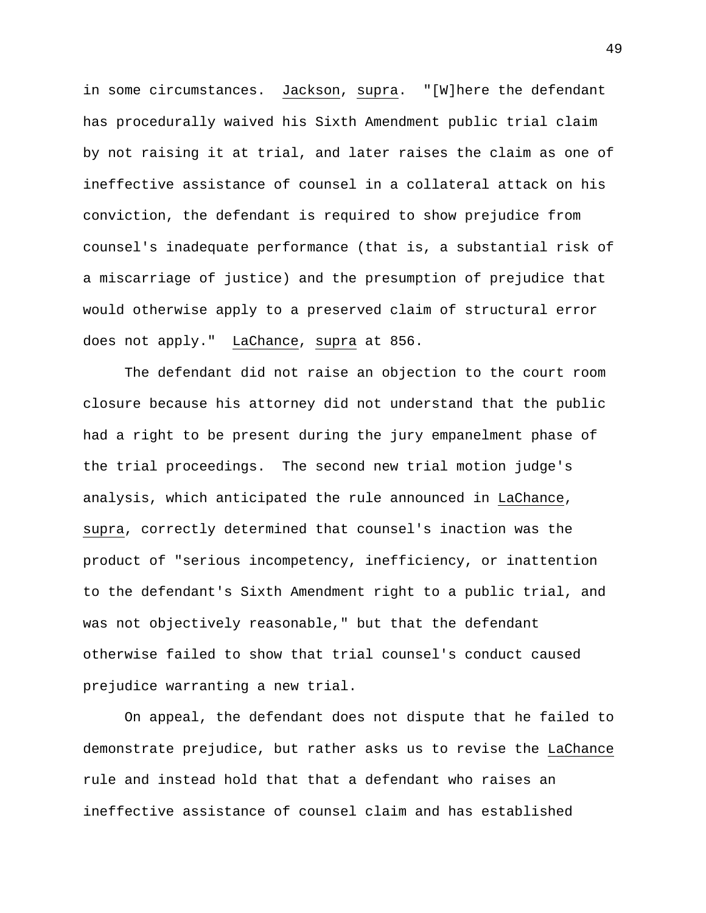in some circumstances. Jackson, supra. "[W]here the defendant has procedurally waived his Sixth Amendment public trial claim by not raising it at trial, and later raises the claim as one of ineffective assistance of counsel in a collateral attack on his conviction, the defendant is required to show prejudice from counsel's inadequate performance (that is, a substantial risk of a miscarriage of justice) and the presumption of prejudice that would otherwise apply to a preserved claim of structural error does not apply." LaChance, supra at 856.

The defendant did not raise an objection to the court room closure because his attorney did not understand that the public had a right to be present during the jury empanelment phase of the trial proceedings. The second new trial motion judge's analysis, which anticipated the rule announced in LaChance, supra, correctly determined that counsel's inaction was the product of "serious incompetency, inefficiency, or inattention to the defendant's Sixth Amendment right to a public trial, and was not objectively reasonable," but that the defendant otherwise failed to show that trial counsel's conduct caused prejudice warranting a new trial.

On appeal, the defendant does not dispute that he failed to demonstrate prejudice, but rather asks us to revise the LaChance rule and instead hold that that a defendant who raises an ineffective assistance of counsel claim and has established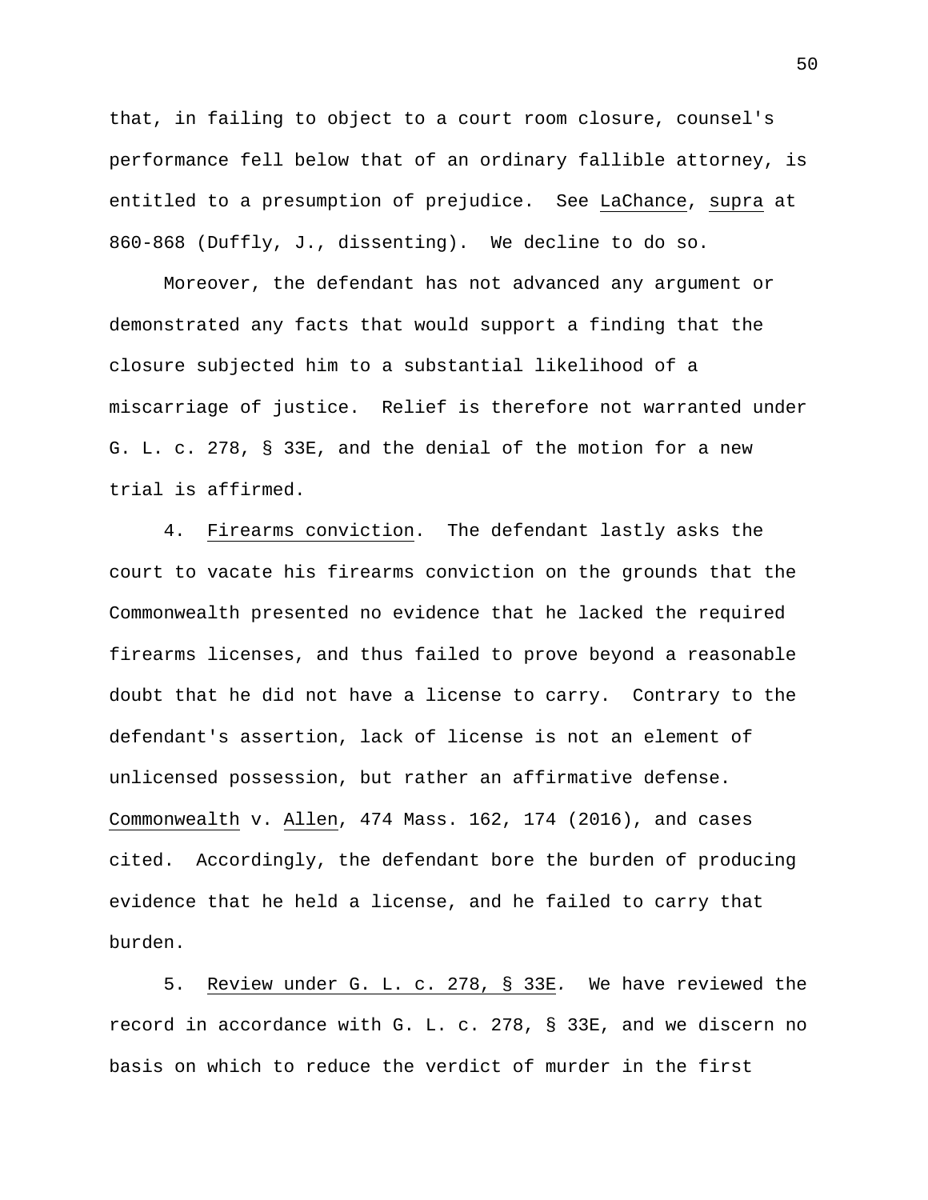that, in failing to object to a court room closure, counsel's performance fell below that of an ordinary fallible attorney, is entitled to a presumption of prejudice. See LaChance, supra at 860-868 (Duffly, J., dissenting). We decline to do so.

Moreover, the defendant has not advanced any argument or demonstrated any facts that would support a finding that the closure subjected him to a substantial likelihood of a miscarriage of justice. Relief is therefore not warranted under G. L. c. 278, § 33E, and the denial of the motion for a new trial is affirmed.

4. Firearms conviction. The defendant lastly asks the court to vacate his firearms conviction on the grounds that the Commonwealth presented no evidence that he lacked the required firearms licenses, and thus failed to prove beyond a reasonable doubt that he did not have a license to carry. Contrary to the defendant's assertion, lack of license is not an element of unlicensed possession, but rather an affirmative defense. Commonwealth v. Allen, 474 Mass. 162, 174 (2016), and cases cited. Accordingly, the defendant bore the burden of producing evidence that he held a license, and he failed to carry that burden.

5. Review under G. L. c. 278, § 33E. We have reviewed the record in accordance with G. L. c. 278, § 33E, and we discern no basis on which to reduce the verdict of murder in the first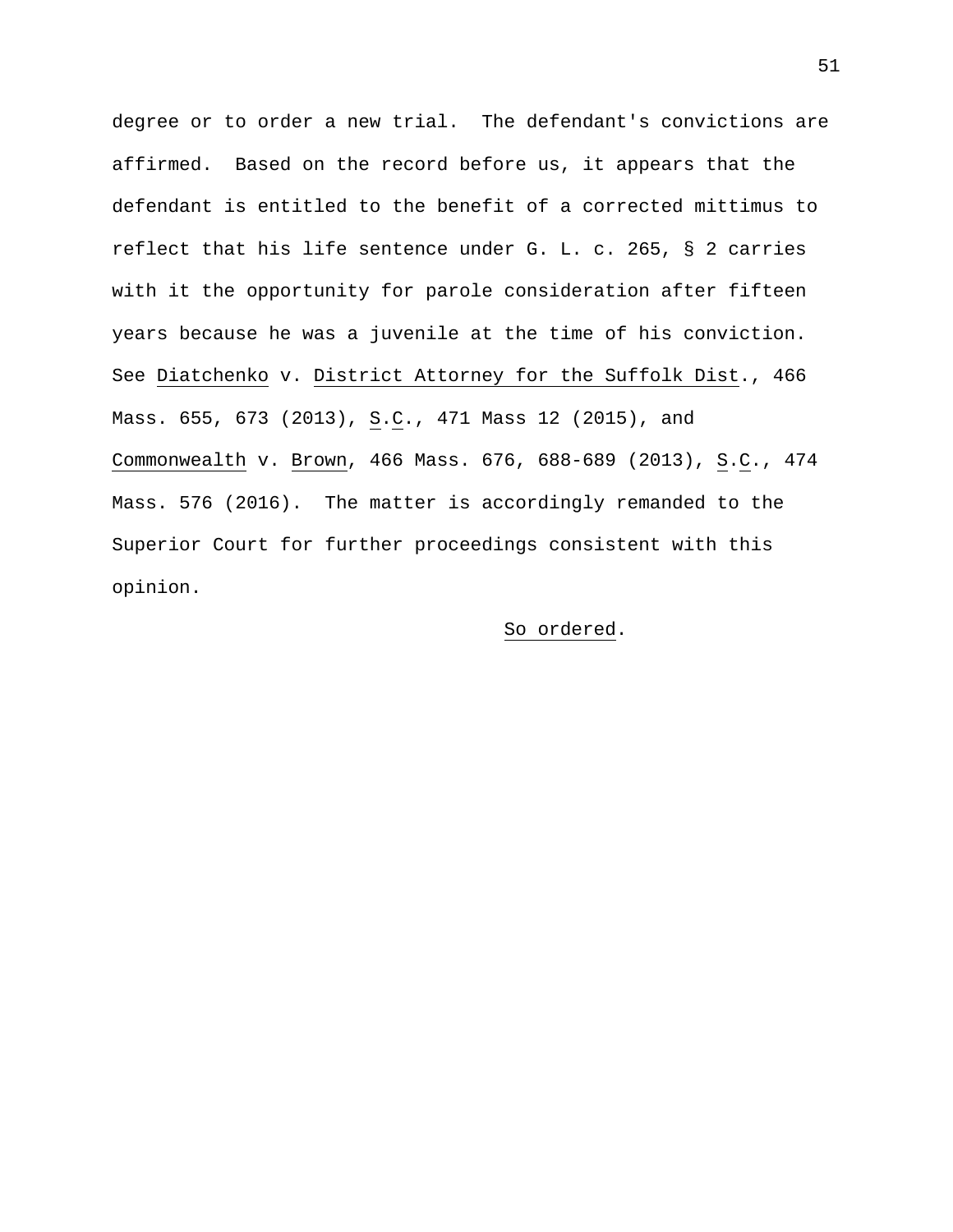degree or to order a new trial. The defendant's convictions are affirmed. Based on the record before us, it appears that the defendant is entitled to the benefit of a corrected mittimus to reflect that his life sentence under G. L. c. 265, § 2 carries with it the opportunity for parole consideration after fifteen years because he was a juvenile at the time of his conviction. See _Diatchenko_ v. _District Attorney for the Suffolk Dist_., 466 Mass. 655, 673 (2013), _S_._C_., 471 Mass 12 (2015), and _Commonwealth_ v. _Brown_, 466 Mass. 676, 688-689 (2013), _S_._C_., 474 Mass. 576 (2016). The matter is accordingly remanded to the Superior Court for further proceedings consistent with this opinion.

_So ordered_.